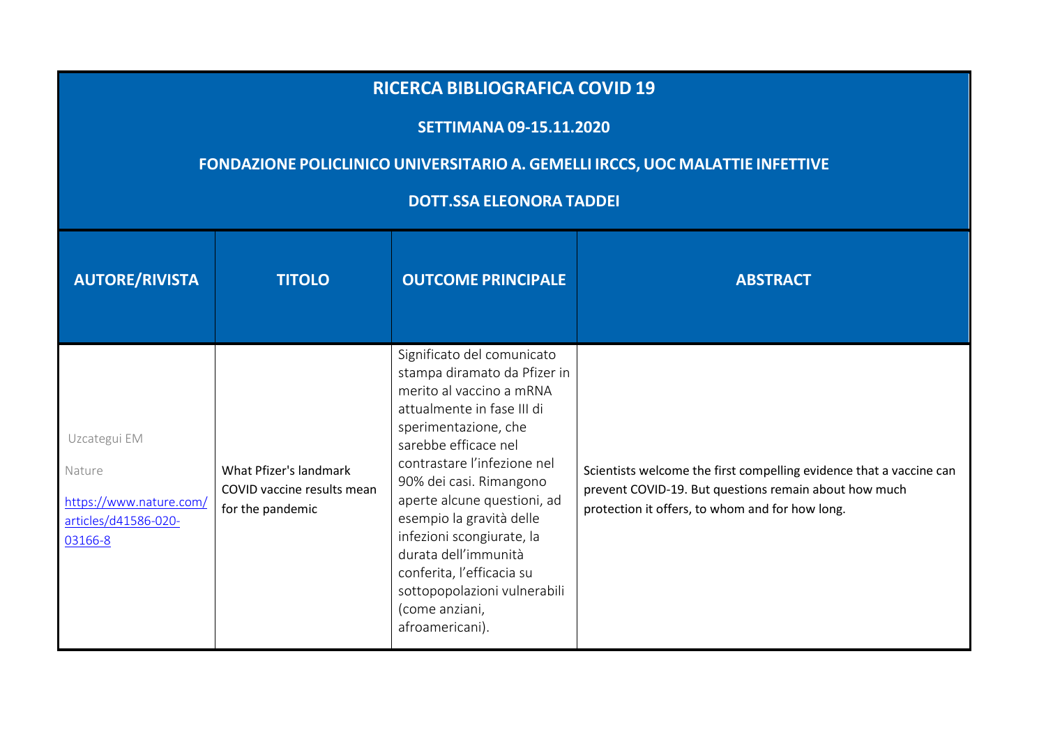# RICERCA BIBLIOGRAFICA COVID 19

## SETTIMANA 09-15.11.2020

## FONDAZIONE POLICLINICO UNIVERSITARIO A. GEMELLI IRCCS, UOC MALATTIE INFETTIVE

## DOTT.SSA ELEONORA TADDEI

| AUTORE/RIVISTA | TITOLO | OUTCOME PRINCIPALE | ABSTRACT |
|---|---|---|---|
| Uzcategui EM<br><br>Nature<br><br>https://www.nature.com/articles/d41586-020-03166-8 | What Pfizer's landmark COVID vaccine results mean for the pandemic | Significato del comunicato stampa diramato da Pfizer in merito al vaccino a mRNA attualmente in fase III di sperimentazione, che sarebbe efficace nel contrastare l'infezione nel 90% dei casi. Rimangono aperte alcune questioni, ad esempio la gravità delle infezioni scongiurate, la durata dell'immunità conferita, l'efficacia su sottopopolazioni vulnerabili (come anziani, afroamericani). | Scientists welcome the first compelling evidence that a vaccine can prevent COVID-19. But questions remain about how much protection it offers, to whom and for how long. |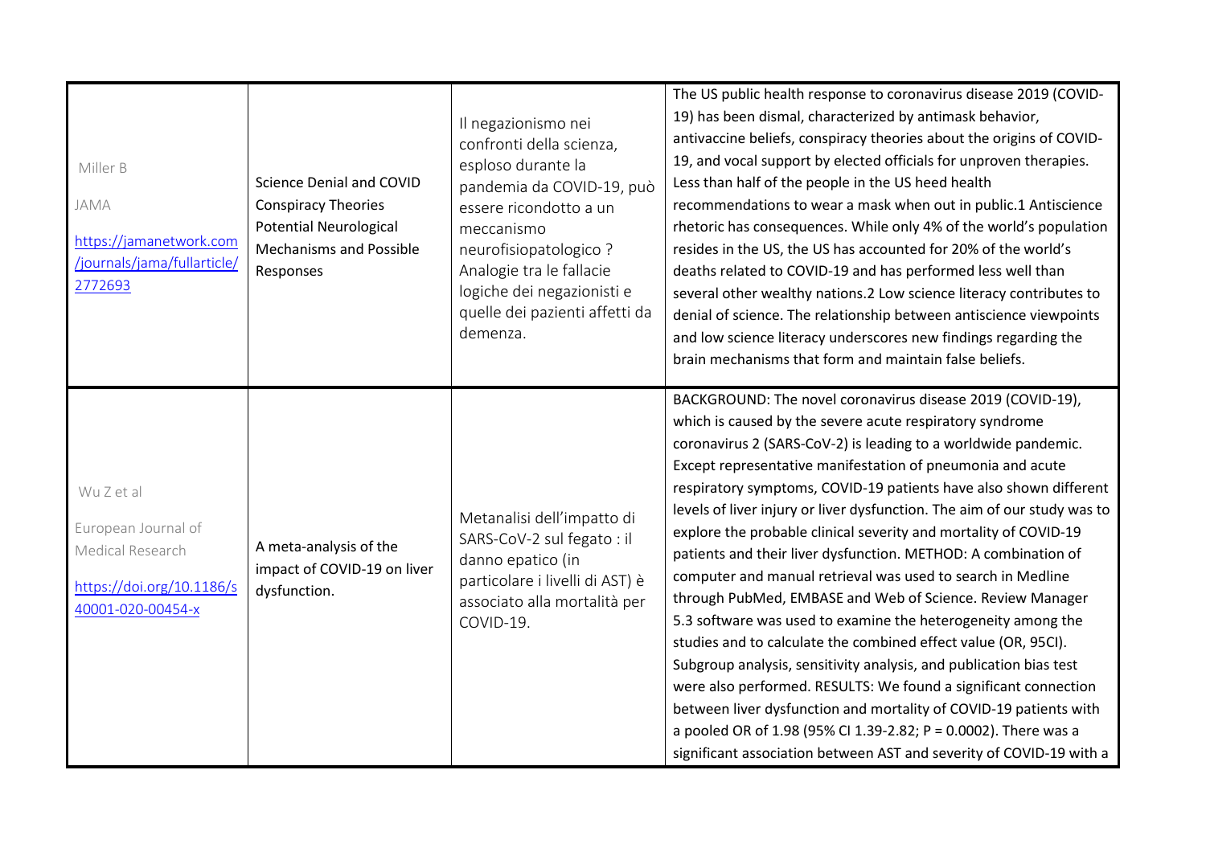| | | | |
|---|---|---|---|
| Miller B<br><br>JAMA<br><br>https://jamanetwork.com/journals/jama/fullarticle/2772693 | Science Denial and COVID Conspiracy Theories Potential Neurological Mechanisms and Possible Responses | Il negazionismo nei confronti della scienza, esploso durante la pandemia da COVID-19, può essere ricondotto a un meccanismo neurofisiopatologico ? Analogie tra le fallacie logiche dei negazionisti e quelle dei pazienti affetti da demenza. | The US public health response to coronavirus disease 2019 (COVID-19) has been dismal, characterized by antimask behavior, antivaccine beliefs, conspiracy theories about the origins of COVID-19, and vocal support by elected officials for unproven therapies. Less than half of the people in the US heed health recommendations to wear a mask when out in public.1 Antiscience rhetoric has consequences. While only 4% of the world's population resides in the US, the US has accounted for 20% of the world's deaths related to COVID-19 and has performed less well than several other wealthy nations.2 Low science literacy contributes to denial of science. The relationship between antiscience viewpoints and low science literacy underscores new findings regarding the brain mechanisms that form and maintain false beliefs. |
| Wu Z et al<br><br>European Journal of Medical Research<br><br>https://doi.org/10.1186/s40001-020-00454-x | A meta-analysis of the impact of COVID-19 on liver dysfunction. | Metanalisi dell'impatto di SARS-CoV-2 sul fegato : il danno epatico (in particolare i livelli di AST) è associato alla mortalità per COVID-19. | BACKGROUND: The novel coronavirus disease 2019 (COVID-19), which is caused by the severe acute respiratory syndrome coronavirus 2 (SARS-CoV-2) is leading to a worldwide pandemic. Except representative manifestation of pneumonia and acute respiratory symptoms, COVID-19 patients have also shown different levels of liver injury or liver dysfunction. The aim of our study was to explore the probable clinical severity and mortality of COVID-19 patients and their liver dysfunction. METHOD: A combination of computer and manual retrieval was used to search in Medline through PubMed, EMBASE and Web of Science. Review Manager 5.3 software was used to examine the heterogeneity among the studies and to calculate the combined effect value (OR, 95CI). Subgroup analysis, sensitivity analysis, and publication bias test were also performed. RESULTS: We found a significant connection between liver dysfunction and mortality of COVID-19 patients with a pooled OR of 1.98 (95% CI 1.39-2.82; P = 0.0002). There was a significant association between AST and severity of COVID-19 with a |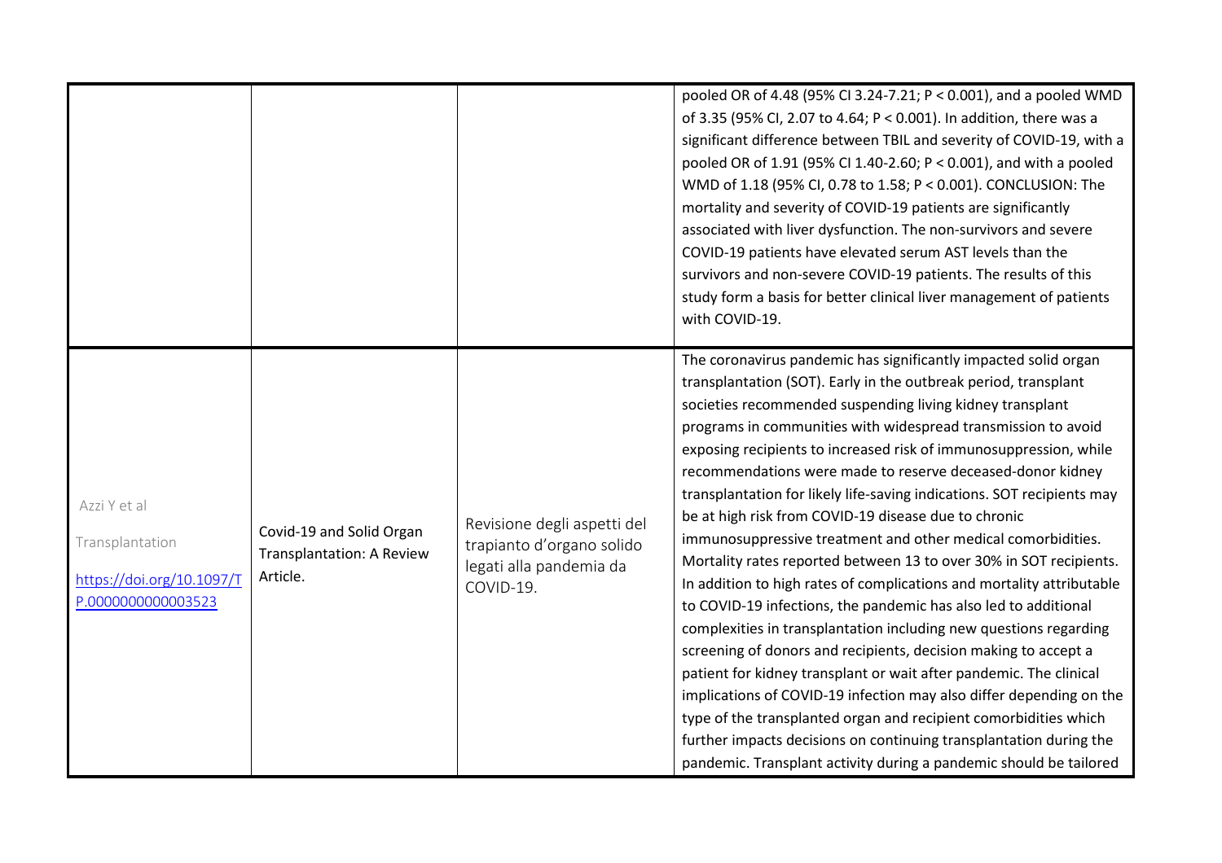| | | | |
|---|---|---|---|
| | | | pooled OR of 4.48 (95% CI 3.24-7.21; P < 0.001), and a pooled WMD of 3.35 (95% CI, 2.07 to 4.64; P < 0.001). In addition, there was a significant difference between TBIL and severity of COVID-19, with a pooled OR of 1.91 (95% CI 1.40-2.60; P < 0.001), and with a pooled WMD of 1.18 (95% CI, 0.78 to 1.58; P < 0.001). CONCLUSION: The mortality and severity of COVID-19 patients are significantly associated with liver dysfunction. The non-survivors and severe COVID-19 patients have elevated serum AST levels than the survivors and non-severe COVID-19 patients. The results of this study form a basis for better clinical liver management of patients with COVID-19. |
| Azzi Y et al<br><br>Transplantation<br><br>https://doi.org/10.1097/TP.0000000000003523 | Covid-19 and Solid Organ Transplantation: A Review Article. | Revisione degli aspetti del trapianto d'organo solido legati alla pandemia da COVID-19. | The coronavirus pandemic has significantly impacted solid organ transplantation (SOT). Early in the outbreak period, transplant societies recommended suspending living kidney transplant programs in communities with widespread transmission to avoid exposing recipients to increased risk of immunosuppression, while recommendations were made to reserve deceased-donor kidney transplantation for likely life-saving indications. SOT recipients may be at high risk from COVID-19 disease due to chronic immunosuppressive treatment and other medical comorbidities. Mortality rates reported between 13 to over 30% in SOT recipients. In addition to high rates of complications and mortality attributable to COVID-19 infections, the pandemic has also led to additional complexities in transplantation including new questions regarding screening of donors and recipients, decision making to accept a patient for kidney transplant or wait after pandemic. The clinical implications of COVID-19 infection may also differ depending on the type of the transplanted organ and recipient comorbidities which further impacts decisions on continuing transplantation during the pandemic. Transplant activity during a pandemic should be tailored |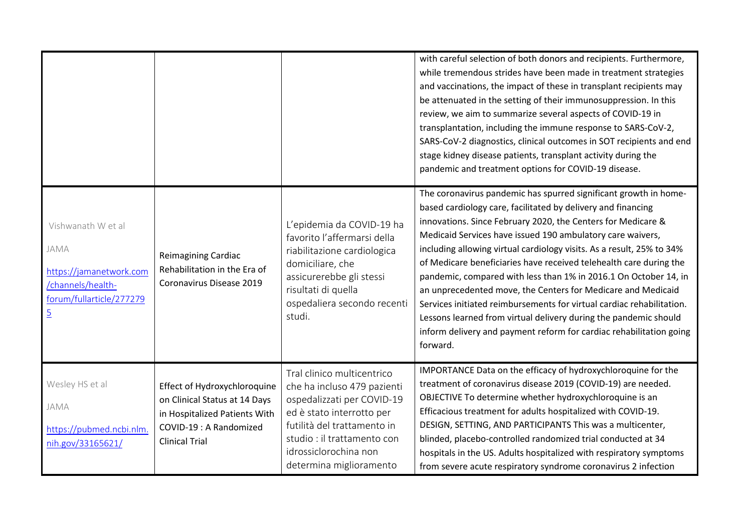| | | | |
|---|---|---|---|
| | | | with careful selection of both donors and recipients. Furthermore, while tremendous strides have been made in treatment strategies and vaccinations, the impact of these in transplant recipients may be attenuated in the setting of their immunosuppression. In this review, we aim to summarize several aspects of COVID-19 in transplantation, including the immune response to SARS-CoV-2, SARS-CoV-2 diagnostics, clinical outcomes in SOT recipients and end stage kidney disease patients, transplant activity during the pandemic and treatment options for COVID-19 disease. |
| Vishwanath W et al<br><br>JAMA<br><br>https://jamanetwork.com/channels/health-forum/fullarticle/2772795 | Reimagining Cardiac Rehabilitation in the Era of Coronavirus Disease 2019 | L'epidemia da COVID-19 ha favorito l'affermarsi della riabilitazione cardiologica domiciliare, che assicurerebbe gli stessi risultati di quella ospedaliera secondo recenti studi. | The coronavirus pandemic has spurred significant growth in home-based cardiology care, facilitated by delivery and financing innovations. Since February 2020, the Centers for Medicare & Medicaid Services have issued 190 ambulatory care waivers, including allowing virtual cardiology visits. As a result, 25% to 34% of Medicare beneficiaries have received telehealth care during the pandemic, compared with less than 1% in 2016.1 On October 14, in an unprecedented move, the Centers for Medicare and Medicaid Services initiated reimbursements for virtual cardiac rehabilitation. Lessons learned from virtual delivery during the pandemic should inform delivery and payment reform for cardiac rehabilitation going forward. |
| Wesley HS et al<br><br>JAMA<br><br>https://pubmed.ncbi.nlm.nih.gov/33165621/ | Effect of Hydroxychloroquine on Clinical Status at 14 Days in Hospitalized Patients With COVID-19 : A Randomized Clinical Trial | Tral clinico multicentrico che ha incluso 479 pazienti ospedalizzati per COVID-19 ed è stato interrotto per futilità del trattamento in studio : il trattamento con idrossiclorochina non determina miglioramento | IMPORTANCE Data on the efficacy of hydroxychloroquine for the treatment of coronavirus disease 2019 (COVID-19) are needed. OBJECTIVE To determine whether hydroxychloroquine is an Efficacious treatment for adults hospitalized with COVID-19. DESIGN, SETTING, AND PARTICIPANTS This was a multicenter, blinded, placebo-controlled randomized trial conducted at 34 hospitals in the US. Adults hospitalized with respiratory symptoms from severe acute respiratory syndrome coronavirus 2 infection |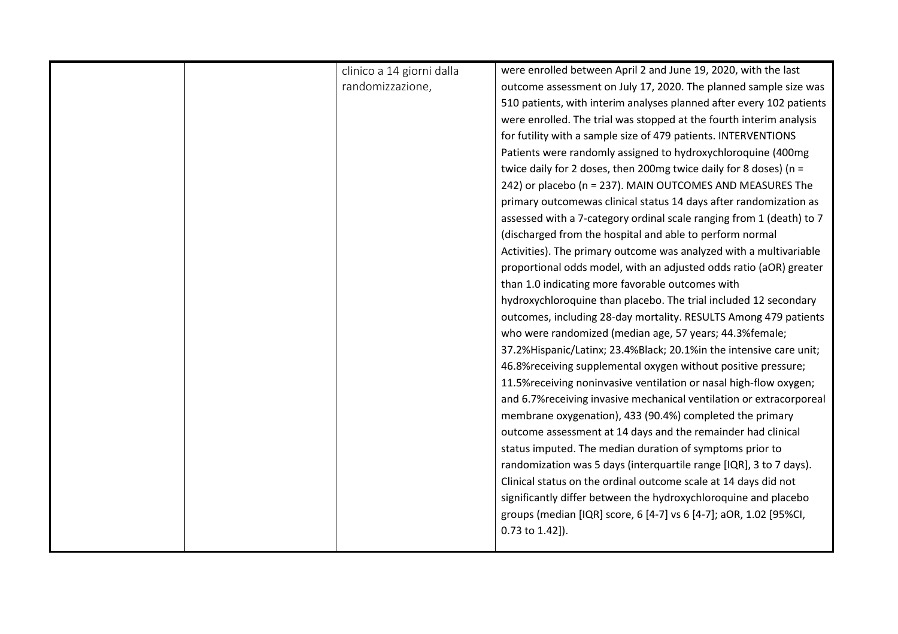|  |  | clinico a 14 giorni dalla randomizzazione, | were enrolled between April 2 and June 19, 2020, with the last outcome assessment on July 17, 2020. The planned sample size was 510 patients, with interim analyses planned after every 102 patients were enrolled. The trial was stopped at the fourth interim analysis for futility with a sample size of 479 patients. INTERVENTIONS Patients were randomly assigned to hydroxychloroquine (400mg twice daily for 2 doses, then 200mg twice daily for 8 doses) (n = 242) or placebo (n = 237). MAIN OUTCOMES AND MEASURES The primary outcomewas clinical status 14 days after randomization as assessed with a 7-category ordinal scale ranging from 1 (death) to 7 (discharged from the hospital and able to perform normal Activities). The primary outcome was analyzed with a multivariable proportional odds model, with an adjusted odds ratio (aOR) greater than 1.0 indicating more favorable outcomes with hydroxychloroquine than placebo. The trial included 12 secondary outcomes, including 28-day mortality. RESULTS Among 479 patients who were randomized (median age, 57 years; 44.3%female; 37.2%Hispanic/Latinx; 23.4%Black; 20.1%in the intensive care unit; 46.8%receiving supplemental oxygen without positive pressure; 11.5%receiving noninvasive ventilation or nasal high-flow oxygen; and 6.7%receiving invasive mechanical ventilation or extracorporeal membrane oxygenation), 433 (90.4%) completed the primary outcome assessment at 14 days and the remainder had clinical status imputed. The median duration of symptoms prior to randomization was 5 days (interquartile range [IQR], 3 to 7 days). Clinical status on the ordinal outcome scale at 14 days did not significantly differ between the hydroxychloroquine and placebo groups (median [IQR] score, 6 [4-7] vs 6 [4-7]; aOR, 1.02 [95%CI, 0.73 to 1.42]). |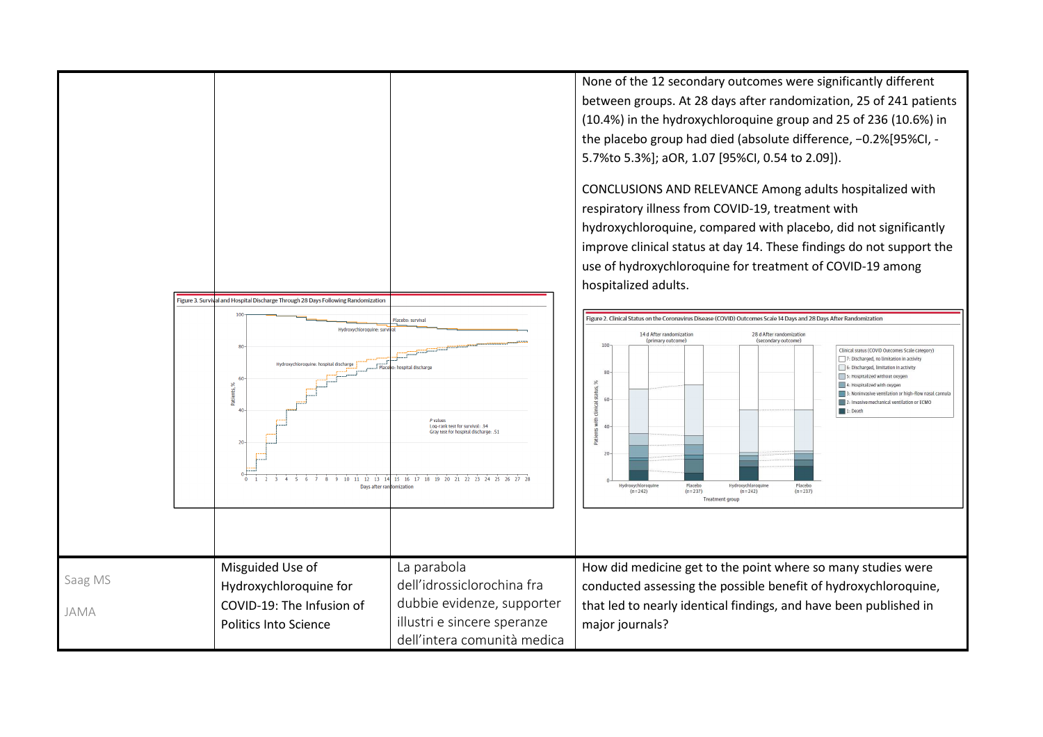| | | | |
|---|---|---|---|
| | | | None of the 12 secondary outcomes were significantly different between groups. At 28 days after randomization, 25 of 241 patients (10.4%) in the hydroxychloroquine group and 25 of 236 (10.6%) in the placebo group had died (absolute difference, −0.2%[95%CI, -5.7%to 5.3%]; aOR, 1.07 [95%CI, 0.54 to 2.09]).<br><br>CONCLUSIONS AND RELEVANCE Among adults hospitalized with respiratory illness from COVID-19, treatment with hydroxychloroquine, compared with placebo, did not significantly improve clinical status at day 14. These findings do not support the use of hydroxychloroquine for treatment of COVID-19 among hospitalized adults.<br><br>Figure 2. Clinical Status on the Coronavirus Disease (COVID) Outcomes Scale 14 Days and 28 Days After Randomization |
| | Figure 3. Survival and Hospital Discharge Through 28 Days Following Randomization | | |
| Saag MS<br><br>JAMA | Misguided Use of Hydroxychloroquine for COVID-19: The Infusion of Politics Into Science | La parabola dell'idrossiclorochina fra dubbie evidenze, supporter illustri e sincere speranze dell'intera comunità medica | How did medicine get to the point where so many studies were conducted assessing the possible benefit of hydroxychloroquine, that led to nearly identical findings, and have been published in major journals? |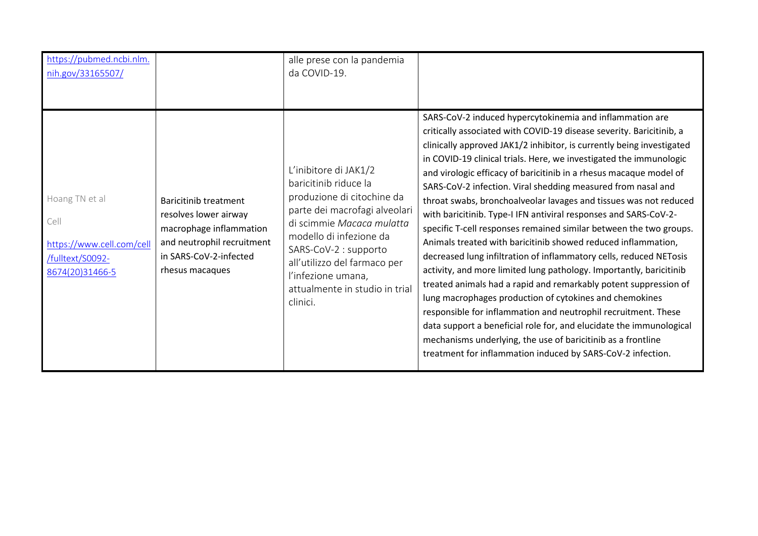| | | | |
|---|---|---|---|
| https://pubmed.ncbi.nlm.nih.gov/33165507/ | | alle prese con la pandemia da COVID-19. | |
| Hoang TN et al<br><br>Cell<br><br>https://www.cell.com/cell/fulltext/S0092-8674(20)31466-5 | Baricitinib treatment resolves lower airway macrophage inflammation and neutrophil recruitment in SARS-CoV-2-infected rhesus macaques | L'inibitore di JAK1/2 baricitinib riduce la produzione di citochine da parte dei macrofagi alveolari di scimmie *Macaca mulatta* modello di infezione da SARS-CoV-2 : supporto all'utilizzo del farmaco per l'infezione umana, attualmente in studio in trial clinici. | SARS-CoV-2 induced hypercytokinemia and inflammation are critically associated with COVID-19 disease severity. Baricitinib, a clinically approved JAK1/2 inhibitor, is currently being investigated in COVID-19 clinical trials. Here, we investigated the immunologic and virologic efficacy of baricitinib in a rhesus macaque model of SARS-CoV-2 infection. Viral shedding measured from nasal and throat swabs, bronchoalveolar lavages and tissues was not reduced with baricitinib. Type-I IFN antiviral responses and SARS-CoV-2-specific T-cell responses remained similar between the two groups. Animals treated with baricitinib showed reduced inflammation, decreased lung infiltration of inflammatory cells, reduced NETosis activity, and more limited lung pathology. Importantly, baricitinib treated animals had a rapid and remarkably potent suppression of lung macrophages production of cytokines and chemokines responsible for inflammation and neutrophil recruitment. These data support a beneficial role for, and elucidate the immunological mechanisms underlying, the use of baricitinib as a frontline treatment for inflammation induced by SARS-CoV-2 infection. |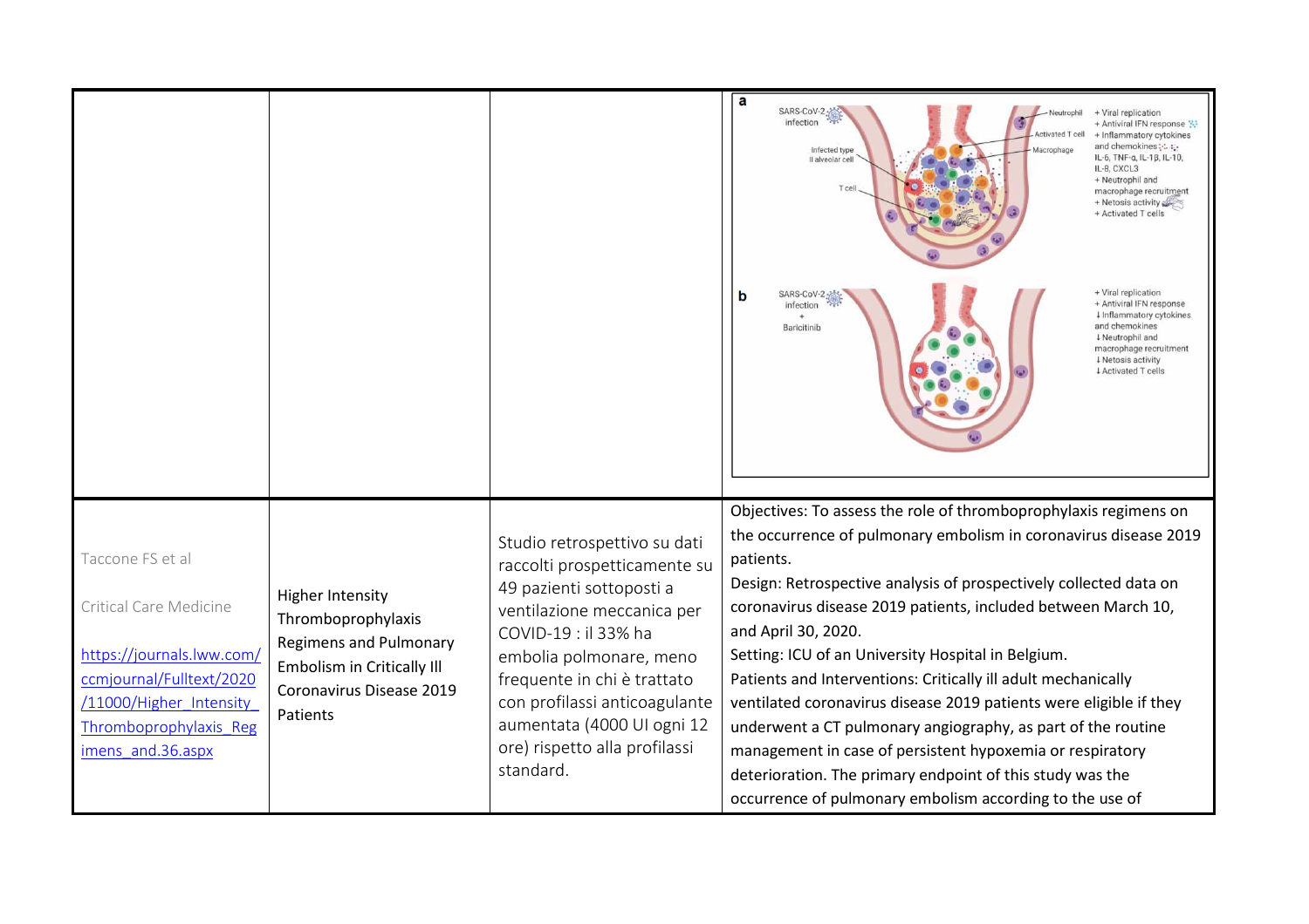| | | | |
|---|---|---|---|
| | | | |
| Taccone FS et al<br><br>Critical Care Medicine<br><br>[https://journals.lww.com/ccmjournal/Fulltext/2020/11000/Higher_Intensity_Thromboprophylaxis_Regimens_and.36.aspx](https://journals.lww.com/ccmjournal/Fulltext/2020/11000/Higher_Intensity_Thromboprophylaxis_Regimens_and.36.aspx) | Higher Intensity Thromboprophylaxis Regimens and Pulmonary Embolism in Critically Ill Coronavirus Disease 2019 Patients | Studio retrospettivo su dati raccolti prospetticamente su 49 pazienti sottoposti a ventilazione meccanica per COVID-19 : il 33% ha embolia polmonare, meno frequente in chi è trattato con profilassi anticoagulante aumentata (4000 UI ogni 12 ore) rispetto alla profilassi standard. | Objectives: To assess the role of thromboprophylaxis regimens on the occurrence of pulmonary embolism in coronavirus disease 2019 patients.<br>Design: Retrospective analysis of prospectively collected data on coronavirus disease 2019 patients, included between March 10, and April 30, 2020.<br>Setting: ICU of an University Hospital in Belgium.<br>Patients and Interventions: Critically ill adult mechanically ventilated coronavirus disease 2019 patients were eligible if they underwent a CT pulmonary angiography, as part of the routine management in case of persistent hypoxemia or respiratory deterioration. The primary endpoint of this study was the occurrence of pulmonary embolism according to the use of |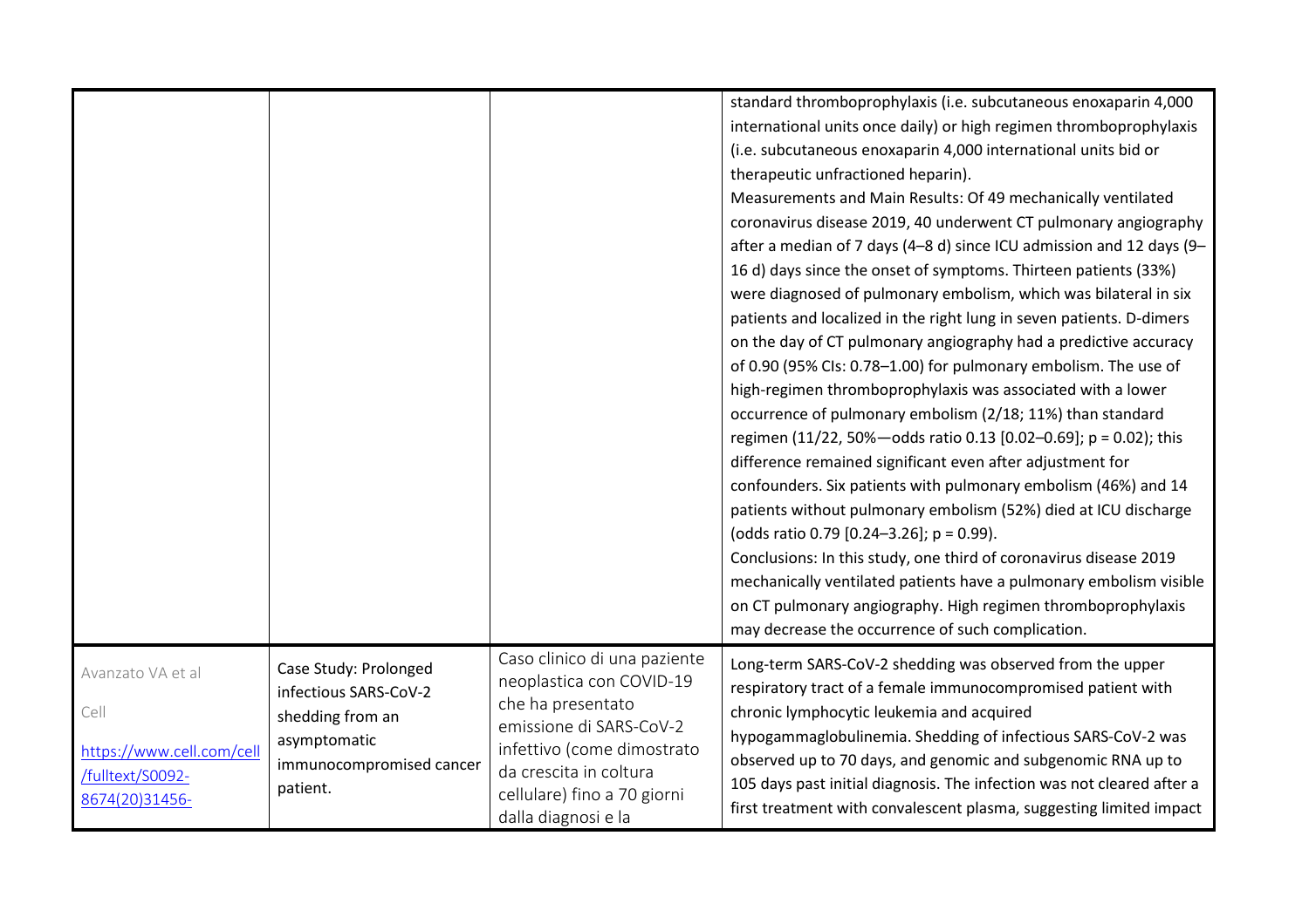| | | | |
|---|---|---|---|
| | | | standard thromboprophylaxis (i.e. subcutaneous enoxaparin 4,000 international units once daily) or high regimen thromboprophylaxis (i.e. subcutaneous enoxaparin 4,000 international units bid or therapeutic unfractioned heparin).<br>Measurements and Main Results: Of 49 mechanically ventilated coronavirus disease 2019, 40 underwent CT pulmonary angiography after a median of 7 days (4–8 d) since ICU admission and 12 days (9–16 d) days since the onset of symptoms. Thirteen patients (33%) were diagnosed of pulmonary embolism, which was bilateral in six patients and localized in the right lung in seven patients. D-dimers on the day of CT pulmonary angiography had a predictive accuracy of 0.90 (95% CIs: 0.78–1.00) for pulmonary embolism. The use of high-regimen thromboprophylaxis was associated with a lower occurrence of pulmonary embolism (2/18; 11%) than standard regimen (11/22, 50%—odds ratio 0.13 [0.02–0.69]; p = 0.02); this difference remained significant even after adjustment for confounders. Six patients with pulmonary embolism (46%) and 14 patients without pulmonary embolism (52%) died at ICU discharge (odds ratio 0.79 [0.24–3.26]; p = 0.99).<br>Conclusions: In this study, one third of coronavirus disease 2019 mechanically ventilated patients have a pulmonary embolism visible on CT pulmonary angiography. High regimen thromboprophylaxis may decrease the occurrence of such complication. |
| Avanzato VA et al<br><br>Cell<br><br>https://www.cell.com/cell/fulltext/S0092-8674(20)31456- | Case Study: Prolonged infectious SARS-CoV-2 shedding from an asymptomatic immunocompromised cancer patient. | Caso clinico di una paziente neoplastica con COVID-19 che ha presentato emissione di SARS-CoV-2 infettivo (come dimostrato da crescita in coltura cellulare) fino a 70 giorni dalla diagnosi e la | Long-term SARS-CoV-2 shedding was observed from the upper respiratory tract of a female immunocompromised patient with chronic lymphocytic leukemia and acquired hypogammaglobulinemia. Shedding of infectious SARS-CoV-2 was observed up to 70 days, and genomic and subgenomic RNA up to 105 days past initial diagnosis. The infection was not cleared after a first treatment with convalescent plasma, suggesting limited impact |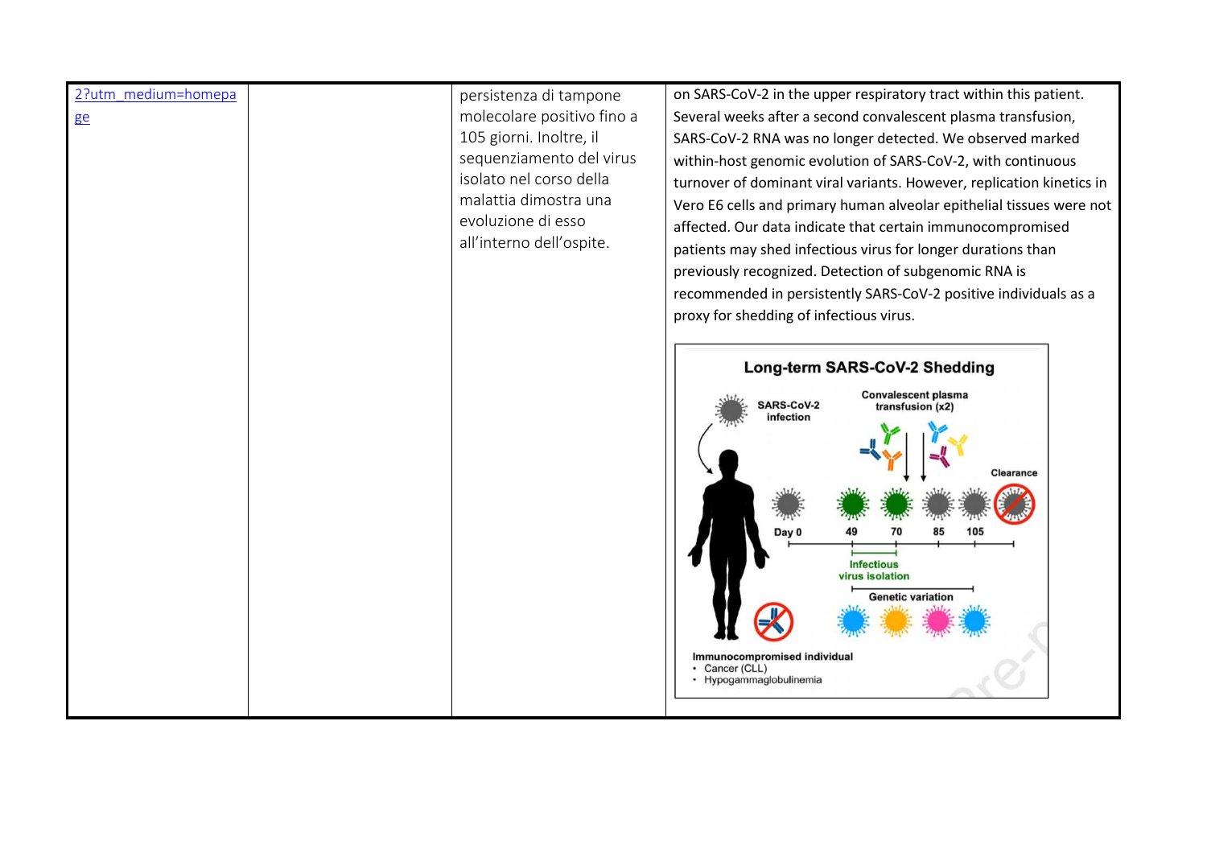| | | | |
|---|---|---|---|
| 2?utm_medium=homepage | | persistenza di tampone molecolare positivo fino a 105 giorni. Inoltre, il sequenziamento del virus isolato nel corso della malattia dimostra una evoluzione di esso all'interno dell'ospite. | on SARS-CoV-2 in the upper respiratory tract within this patient. Several weeks after a second convalescent plasma transfusion, SARS-CoV-2 RNA was no longer detected. We observed marked within-host genomic evolution of SARS-CoV-2, with continuous turnover of dominant viral variants. However, replication kinetics in Vero E6 cells and primary human alveolar epithelial tissues were not affected. Our data indicate that certain immunocompromised patients may shed infectious virus for longer durations than previously recognized. Detection of subgenomic RNA is recommended in persistently SARS-CoV-2 positive individuals as a proxy for shedding of infectious virus.<br><br>**Long-term SARS-CoV-2 Shedding**<br>SARS-CoV-2 infection<br>Convalescent plasma transfusion (x2)<br>Clearance<br>Day 0 · 49 · 70 · 85 · 105<br>Infectious virus isolation<br>Genetic variation<br>Immunocompromised individual<br>• Cancer (CLL)<br>• Hypogammaglobulinemia |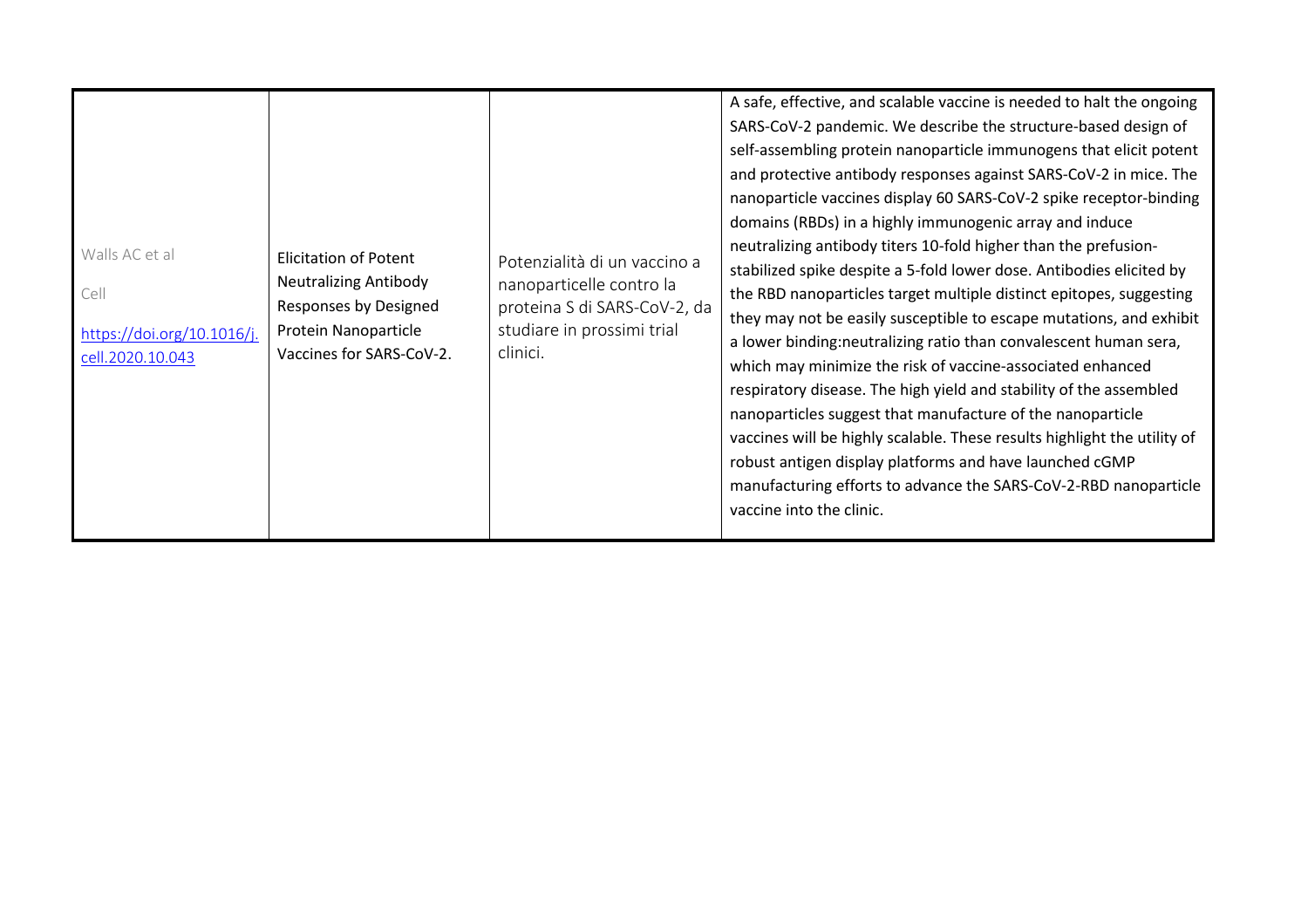| | | | |
|---|---|---|---|
| Walls AC et al<br><br>Cell<br><br>https://doi.org/10.1016/j.cell.2020.10.043 | Elicitation of Potent Neutralizing Antibody Responses by Designed Protein Nanoparticle Vaccines for SARS-CoV-2. | Potenzialità di un vaccino a nanoparticelle contro la proteina S di SARS-CoV-2, da studiare in prossimi trial clinici. | A safe, effective, and scalable vaccine is needed to halt the ongoing SARS-CoV-2 pandemic. We describe the structure-based design of self-assembling protein nanoparticle immunogens that elicit potent and protective antibody responses against SARS-CoV-2 in mice. The nanoparticle vaccines display 60 SARS-CoV-2 spike receptor-binding domains (RBDs) in a highly immunogenic array and induce neutralizing antibody titers 10-fold higher than the prefusion-stabilized spike despite a 5-fold lower dose. Antibodies elicited by the RBD nanoparticles target multiple distinct epitopes, suggesting they may not be easily susceptible to escape mutations, and exhibit a lower binding:neutralizing ratio than convalescent human sera, which may minimize the risk of vaccine-associated enhanced respiratory disease. The high yield and stability of the assembled nanoparticles suggest that manufacture of the nanoparticle vaccines will be highly scalable. These results highlight the utility of robust antigen display platforms and have launched cGMP manufacturing efforts to advance the SARS-CoV-2-RBD nanoparticle vaccine into the clinic. |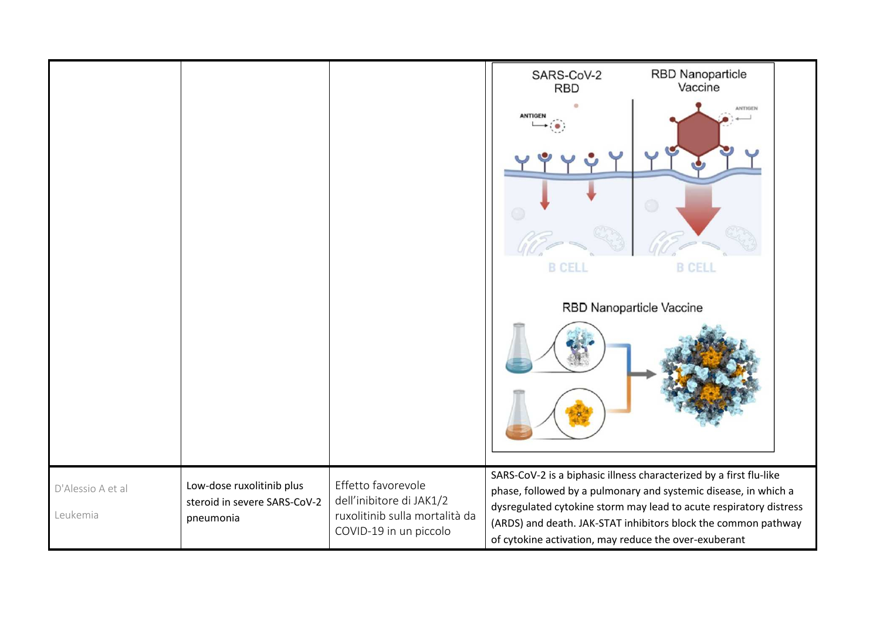|  |  |  |  |
|---|---|---|---|
|  |  |  |  |
| D'Alessio A et al<br><br>Leukemia | Low-dose ruxolitinib plus steroid in severe SARS-CoV-2 pneumonia | Effetto favorevole dell'inibitore di JAK1/2 ruxolitinib sulla mortalità da COVID-19 in un piccolo | SARS-CoV-2 is a biphasic illness characterized by a first flu-like phase, followed by a pulmonary and systemic disease, in which a dysregulated cytokine storm may lead to acute respiratory distress (ARDS) and death. JAK-STAT inhibitors block the common pathway of cytokine activation, may reduce the over-exuberant |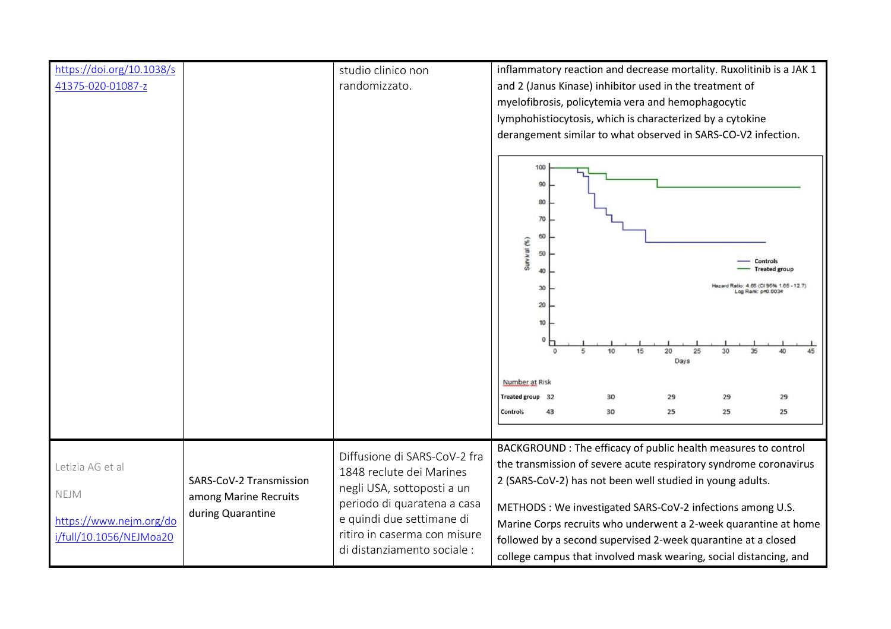| | | | |
|---|---|---|---|
| https://doi.org/10.1038/s41375-020-01087-z | | studio clinico non randomizzato. | inflammatory reaction and decrease mortality. Ruxolitinib is a JAK 1 and 2 (Janus Kinase) inhibitor used in the treatment of myelofibrosis, policytemia vera and hemophagocytic lymphohistiocytosis, which is characterized by a cytokine derangement similar to what observed in SARS-CO-V2 infection. |
| Letizia AG et al<br><br>NEJM<br><br>https://www.nejm.org/doi/full/10.1056/NEJMoa20 | SARS-CoV-2 Transmission among Marine Recruits during Quarantine | Diffusione di SARS-CoV-2 fra 1848 reclute dei Marines negli USA, sottoposti a un periodo di quaratena a casa e quindi due settimane di ritiro in caserma con misure di distanziamento sociale : | BACKGROUND : The efficacy of public health measures to control the transmission of severe acute respiratory syndrome coronavirus 2 (SARS-CoV-2) has not been well studied in young adults.<br><br>METHODS : We investigated SARS-CoV-2 infections among U.S. Marine Corps recruits who underwent a 2-week quarantine at home followed by a second supervised 2-week quarantine at a closed college campus that involved mask wearing, social distancing, and |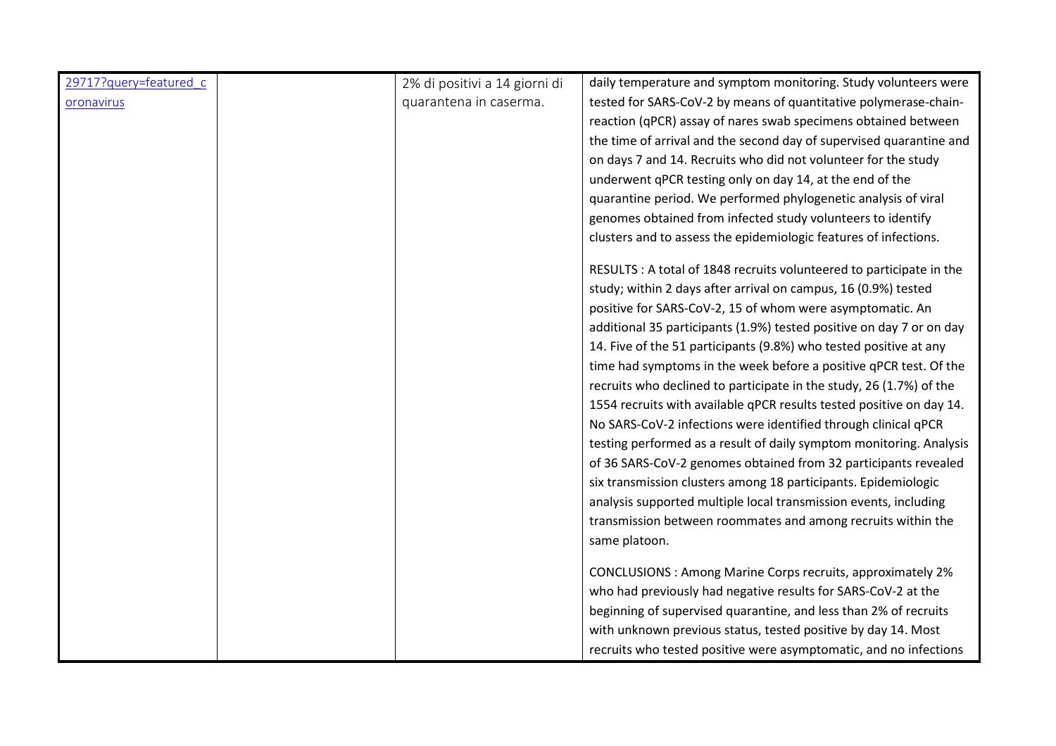| | | | |
|---|---|---|---|
| 29717?query=featured_coronavirus | | 2% di positivi a 14 giorni di quarantena in caserma. | daily temperature and symptom monitoring. Study volunteers were tested for SARS-CoV-2 by means of quantitative polymerase-chain-reaction (qPCR) assay of nares swab specimens obtained between the time of arrival and the second day of supervised quarantine and on days 7 and 14. Recruits who did not volunteer for the study underwent qPCR testing only on day 14, at the end of the quarantine period. We performed phylogenetic analysis of viral genomes obtained from infected study volunteers to identify clusters and to assess the epidemiologic features of infections.<br><br>RESULTS : A total of 1848 recruits volunteered to participate in the study; within 2 days after arrival on campus, 16 (0.9%) tested positive for SARS-CoV-2, 15 of whom were asymptomatic. An additional 35 participants (1.9%) tested positive on day 7 or on day 14. Five of the 51 participants (9.8%) who tested positive at any time had symptoms in the week before a positive qPCR test. Of the recruits who declined to participate in the study, 26 (1.7%) of the 1554 recruits with available qPCR results tested positive on day 14. No SARS-CoV-2 infections were identified through clinical qPCR testing performed as a result of daily symptom monitoring. Analysis of 36 SARS-CoV-2 genomes obtained from 32 participants revealed six transmission clusters among 18 participants. Epidemiologic analysis supported multiple local transmission events, including transmission between roommates and among recruits within the same platoon.<br><br>CONCLUSIONS : Among Marine Corps recruits, approximately 2% who had previously had negative results for SARS-CoV-2 at the beginning of supervised quarantine, and less than 2% of recruits with unknown previous status, tested positive by day 14. Most recruits who tested positive were asymptomatic, and no infections |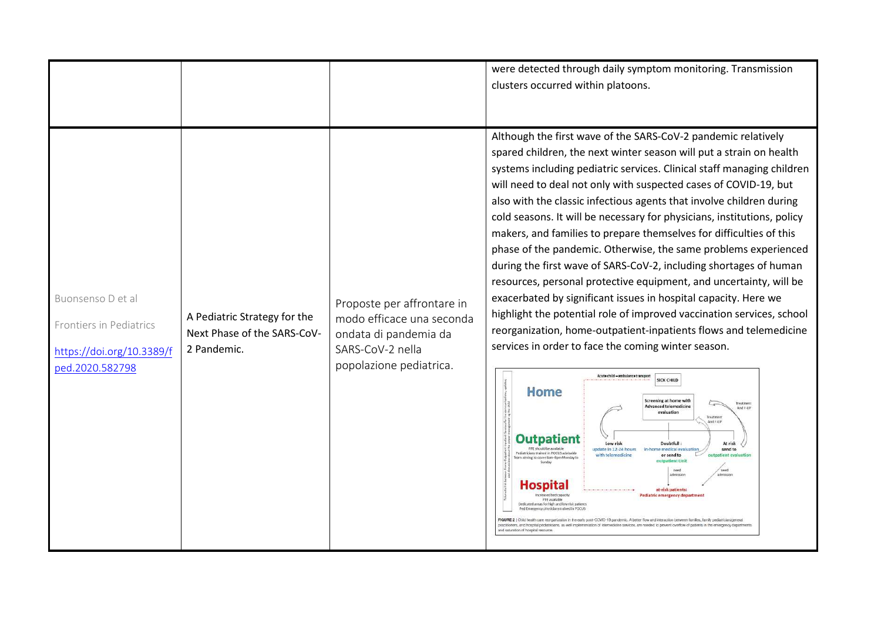| | | | |
|---|---|---|---|
| | | | were detected through daily symptom monitoring. Transmission clusters occurred within platoons. |
| Buonsenso D et al<br>Frontiers in Pediatrics<br>https://doi.org/10.3389/fped.2020.582798 | A Pediatric Strategy for the Next Phase of the SARS-CoV-2 Pandemic. | Proposte per affrontare in modo efficace una seconda ondata di pandemia da SARS-CoV-2 nella popolazione pediatrica. | Although the first wave of the SARS-CoV-2 pandemic relatively spared children, the next winter season will put a strain on health systems including pediatric services. Clinical staff managing children will need to deal not only with suspected cases of COVID-19, but also with the classic infectious agents that involve children during cold seasons. It will be necessary for physicians, institutions, policy makers, and families to prepare themselves for difficulties of this phase of the pandemic. Otherwise, the same problems experienced during the first wave of SARS-CoV-2, including shortages of human resources, personal protective equipment, and uncertainty, will be exacerbated by significant issues in hospital capacity. Here we highlight the potential role of improved vaccination services, school reorganization, home-outpatient-inpatients flows and telemedicine services in order to face the coming winter season.<br>FIGURE 2 \| Child health care reorganization in the early post-COVID-19 pandemic. A better flow and interaction between families, family pediatricians/general practitioners, and hospital pediatricians, as well implementation of telemedicine services, are needed to prevent overflow of patients in the emergency departments and saturation of hospital resources. |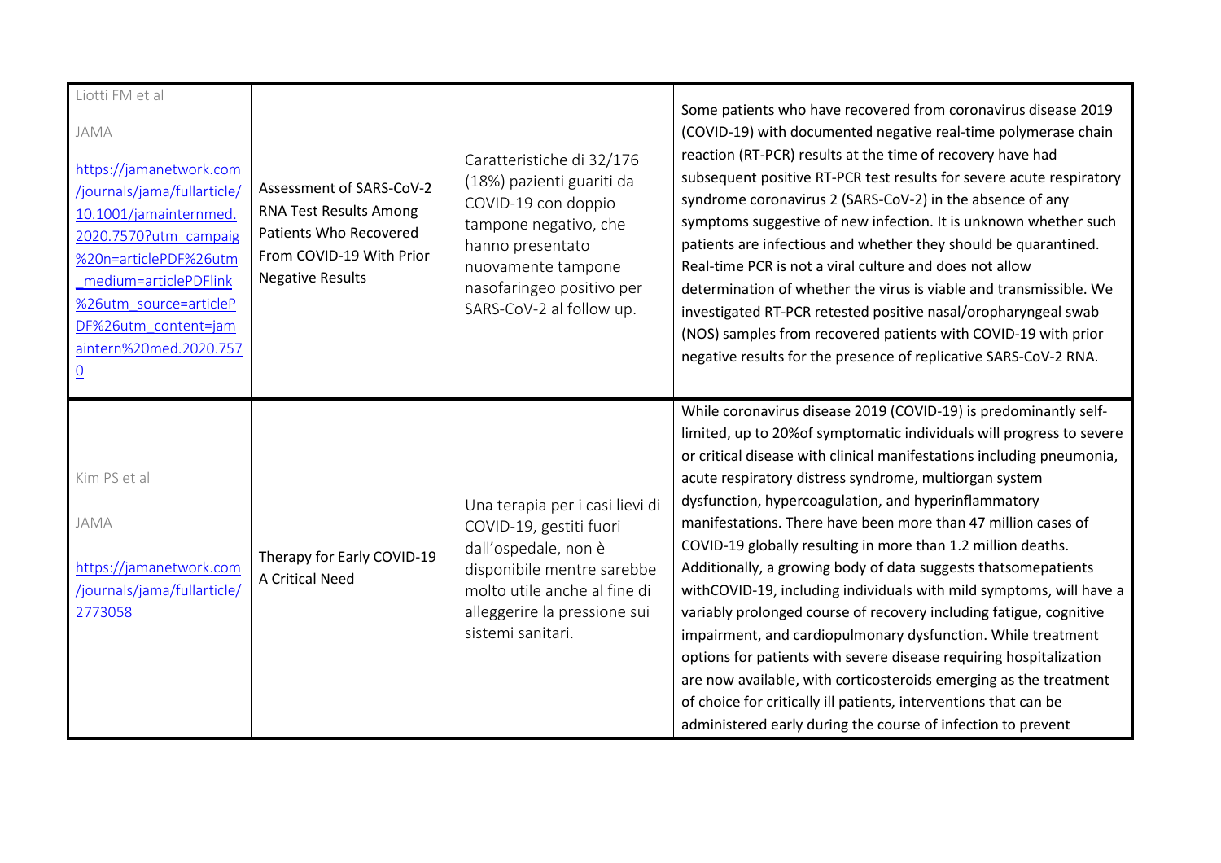| | | | |
|---|---|---|---|
| Liotti FM et al<br><br>JAMA<br><br>[https://jamanetwork.com/journals/jama/fullarticle/10.1001/jamainternmed.2020.7570?utm_campaig%20n=articlePDF%26utm_medium=articlePDFlink%26utm_source=articlePDF%26utm_content=jamaintern%20med.2020.7570](https://jamanetwork.com/journals/jama/fullarticle/10.1001/jamainternmed.2020.7570?utm_campaig%20n=articlePDF%26utm_medium=articlePDFlink%26utm_source=articlePDF%26utm_content=jamaintern%20med.2020.7570) | Assessment of SARS-CoV-2 RNA Test Results Among Patients Who Recovered From COVID-19 With Prior Negative Results | Caratteristiche di 32/176 (18%) pazienti guariti da COVID-19 con doppio tampone negativo, che hanno presentato nuovamente tampone nasofaringeo positivo per SARS-CoV-2 al follow up. | Some patients who have recovered from coronavirus disease 2019 (COVID-19) with documented negative real-time polymerase chain reaction (RT-PCR) results at the time of recovery have had subsequent positive RT-PCR test results for severe acute respiratory syndrome coronavirus 2 (SARS-CoV-2) in the absence of any symptoms suggestive of new infection. It is unknown whether such patients are infectious and whether they should be quarantined. Real-time PCR is not a viral culture and does not allow determination of whether the virus is viable and transmissible. We investigated RT-PCR retested positive nasal/oropharyngeal swab (NOS) samples from recovered patients with COVID-19 with prior negative results for the presence of replicative SARS-CoV-2 RNA. |
| Kim PS et al<br><br>JAMA<br><br>[https://jamanetwork.com/journals/jama/fullarticle/2773058](https://jamanetwork.com/journals/jama/fullarticle/2773058) | Therapy for Early COVID-19 A Critical Need | Una terapia per i casi lievi di COVID-19, gestiti fuori dall'ospedale, non è disponibile mentre sarebbe molto utile anche al fine di alleggerire la pressione sui sistemi sanitari. | While coronavirus disease 2019 (COVID-19) is predominantly self-limited, up to 20%of symptomatic individuals will progress to severe or critical disease with clinical manifestations including pneumonia, acute respiratory distress syndrome, multiorgan system dysfunction, hypercoagulation, and hyperinflammatory manifestations. There have been more than 47 million cases of COVID-19 globally resulting in more than 1.2 million deaths. Additionally, a growing body of data suggests thatsomepatients withCOVID-19, including individuals with mild symptoms, will have a variably prolonged course of recovery including fatigue, cognitive impairment, and cardiopulmonary dysfunction. While treatment options for patients with severe disease requiring hospitalization are now available, with corticosteroids emerging as the treatment of choice for critically ill patients, interventions that can be administered early during the course of infection to prevent |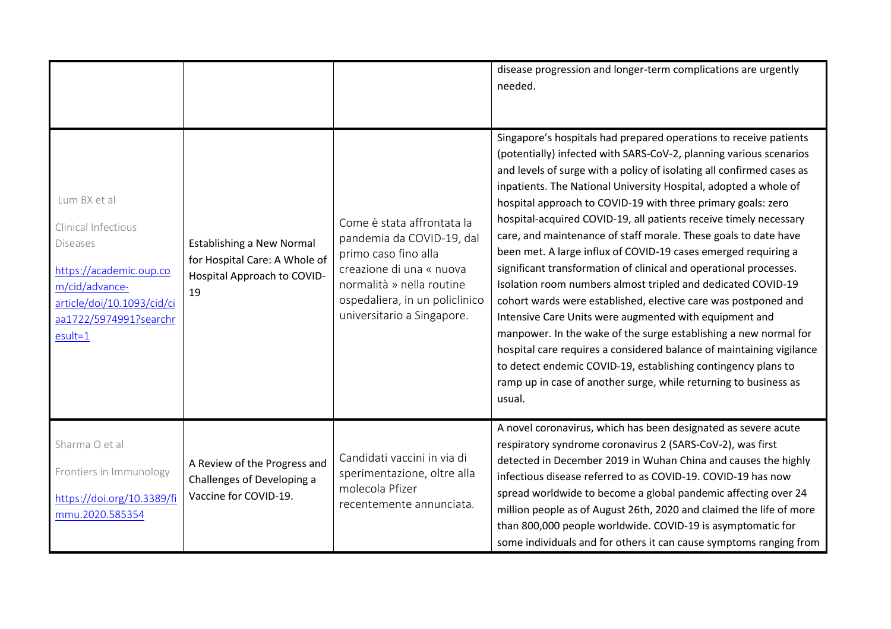| | | | |
|---|---|---|---|
| | | | disease progression and longer-term complications are urgently needed. |
| Lum BX et al<br><br>Clinical Infectious Diseases<br><br>https://academic.oup.com/cid/advance-article/doi/10.1093/cid/ciaa1722/5974991?searchresult=1 | Establishing a New Normal for Hospital Care: A Whole of Hospital Approach to COVID-19 | Come è stata affrontata la pandemia da COVID-19, dal primo caso fino alla creazione di una « nuova normalità » nella routine ospedaliera, in un policlinico universitario a Singapore. | Singapore's hospitals had prepared operations to receive patients (potentially) infected with SARS-CoV-2, planning various scenarios and levels of surge with a policy of isolating all confirmed cases as inpatients. The National University Hospital, adopted a whole of hospital approach to COVID-19 with three primary goals: zero hospital-acquired COVID-19, all patients receive timely necessary care, and maintenance of staff morale. These goals to date have been met. A large influx of COVID-19 cases emerged requiring a significant transformation of clinical and operational processes. Isolation room numbers almost tripled and dedicated COVID-19 cohort wards were established, elective care was postponed and Intensive Care Units were augmented with equipment and manpower. In the wake of the surge establishing a new normal for hospital care requires a considered balance of maintaining vigilance to detect endemic COVID-19, establishing contingency plans to ramp up in case of another surge, while returning to business as usual. |
| Sharma O et al<br><br>Frontiers in Immunology<br><br>https://doi.org/10.3389/fimmu.2020.585354 | A Review of the Progress and Challenges of Developing a Vaccine for COVID-19. | Candidati vaccini in via di sperimentazione, oltre alla molecola Pfizer recentemente annunciata. | A novel coronavirus, which has been designated as severe acute respiratory syndrome coronavirus 2 (SARS-CoV-2), was first detected in December 2019 in Wuhan China and causes the highly infectious disease referred to as COVID-19. COVID-19 has now spread worldwide to become a global pandemic affecting over 24 million people as of August 26th, 2020 and claimed the life of more than 800,000 people worldwide. COVID-19 is asymptomatic for some individuals and for others it can cause symptoms ranging from |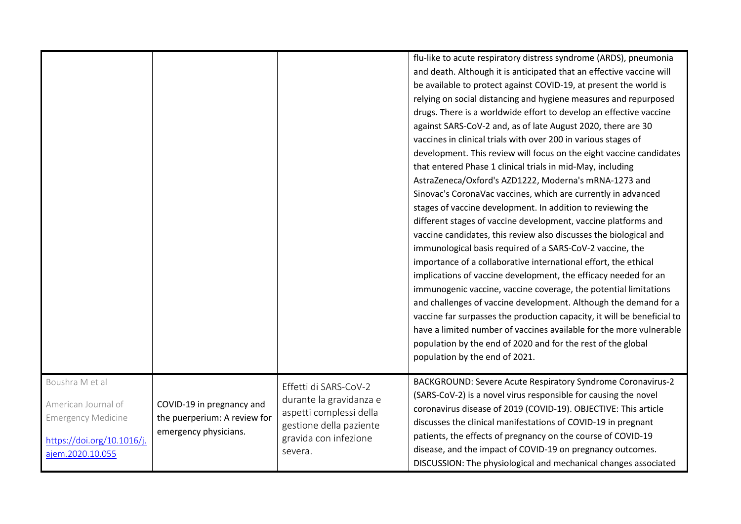| | | | |
|---|---|---|---|
| | | | flu-like to acute respiratory distress syndrome (ARDS), pneumonia and death. Although it is anticipated that an effective vaccine will be available to protect against COVID-19, at present the world is relying on social distancing and hygiene measures and repurposed drugs. There is a worldwide effort to develop an effective vaccine against SARS-CoV-2 and, as of late August 2020, there are 30 vaccines in clinical trials with over 200 in various stages of development. This review will focus on the eight vaccine candidates that entered Phase 1 clinical trials in mid-May, including AstraZeneca/Oxford's AZD1222, Moderna's mRNA-1273 and Sinovac's CoronaVac vaccines, which are currently in advanced stages of vaccine development. In addition to reviewing the different stages of vaccine development, vaccine platforms and vaccine candidates, this review also discusses the biological and immunological basis required of a SARS-CoV-2 vaccine, the importance of a collaborative international effort, the ethical implications of vaccine development, the efficacy needed for an immunogenic vaccine, vaccine coverage, the potential limitations and challenges of vaccine development. Although the demand for a vaccine far surpasses the production capacity, it will be beneficial to have a limited number of vaccines available for the more vulnerable population by the end of 2020 and for the rest of the global population by the end of 2021. |
| Boushra M et al<br><br>American Journal of Emergency Medicine<br><br>https://doi.org/10.1016/j.ajem.2020.10.055 | COVID-19 in pregnancy and the puerperium: A review for emergency physicians. | Effetti di SARS-CoV-2 durante la gravidanza e aspetti complessi della gestione della paziente gravida con infezione severa. | BACKGROUND: Severe Acute Respiratory Syndrome Coronavirus-2 (SARS-CoV-2) is a novel virus responsible for causing the novel coronavirus disease of 2019 (COVID-19). OBJECTIVE: This article discusses the clinical manifestations of COVID-19 in pregnant patients, the effects of pregnancy on the course of COVID-19 disease, and the impact of COVID-19 on pregnancy outcomes. DISCUSSION: The physiological and mechanical changes associated |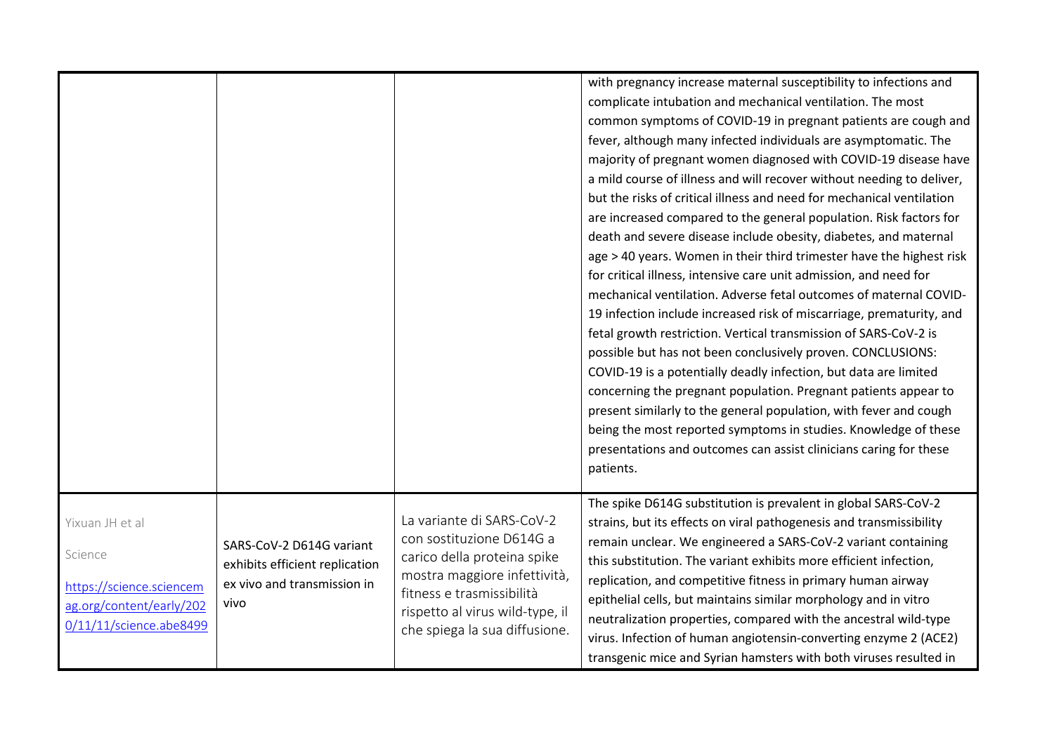|  |  |  | with pregnancy increase maternal susceptibility to infections and complicate intubation and mechanical ventilation. The most common symptoms of COVID-19 in pregnant patients are cough and fever, although many infected individuals are asymptomatic. The majority of pregnant women diagnosed with COVID-19 disease have a mild course of illness and will recover without needing to deliver, but the risks of critical illness and need for mechanical ventilation are increased compared to the general population. Risk factors for death and severe disease include obesity, diabetes, and maternal age > 40 years. Women in their third trimester have the highest risk for critical illness, intensive care unit admission, and need for mechanical ventilation. Adverse fetal outcomes of maternal COVID-19 infection include increased risk of miscarriage, prematurity, and fetal growth restriction. Vertical transmission of SARS-CoV-2 is possible but has not been conclusively proven. CONCLUSIONS: COVID-19 is a potentially deadly infection, but data are limited concerning the pregnant population. Pregnant patients appear to present similarly to the general population, with fever and cough being the most reported symptoms in studies. Knowledge of these presentations and outcomes can assist clinicians caring for these patients. |
|---|---|---|---|
| Yixuan JH et al<br><br>Science<br><br>https://science.sciencemag.org/content/early/2020/11/11/science.abe8499 | SARS-CoV-2 D614G variant exhibits efficient replication ex vivo and transmission in vivo | La variante di SARS-CoV-2 con sostituzione D614G a carico della proteina spike mostra maggiore infettività, fitness e trasmissibilità rispetto al virus wild-type, il che spiega la sua diffusione. | The spike D614G substitution is prevalent in global SARS-CoV-2 strains, but its effects on viral pathogenesis and transmissibility remain unclear. We engineered a SARS-CoV-2 variant containing this substitution. The variant exhibits more efficient infection, replication, and competitive fitness in primary human airway epithelial cells, but maintains similar morphology and in vitro neutralization properties, compared with the ancestral wild-type virus. Infection of human angiotensin-converting enzyme 2 (ACE2) transgenic mice and Syrian hamsters with both viruses resulted in |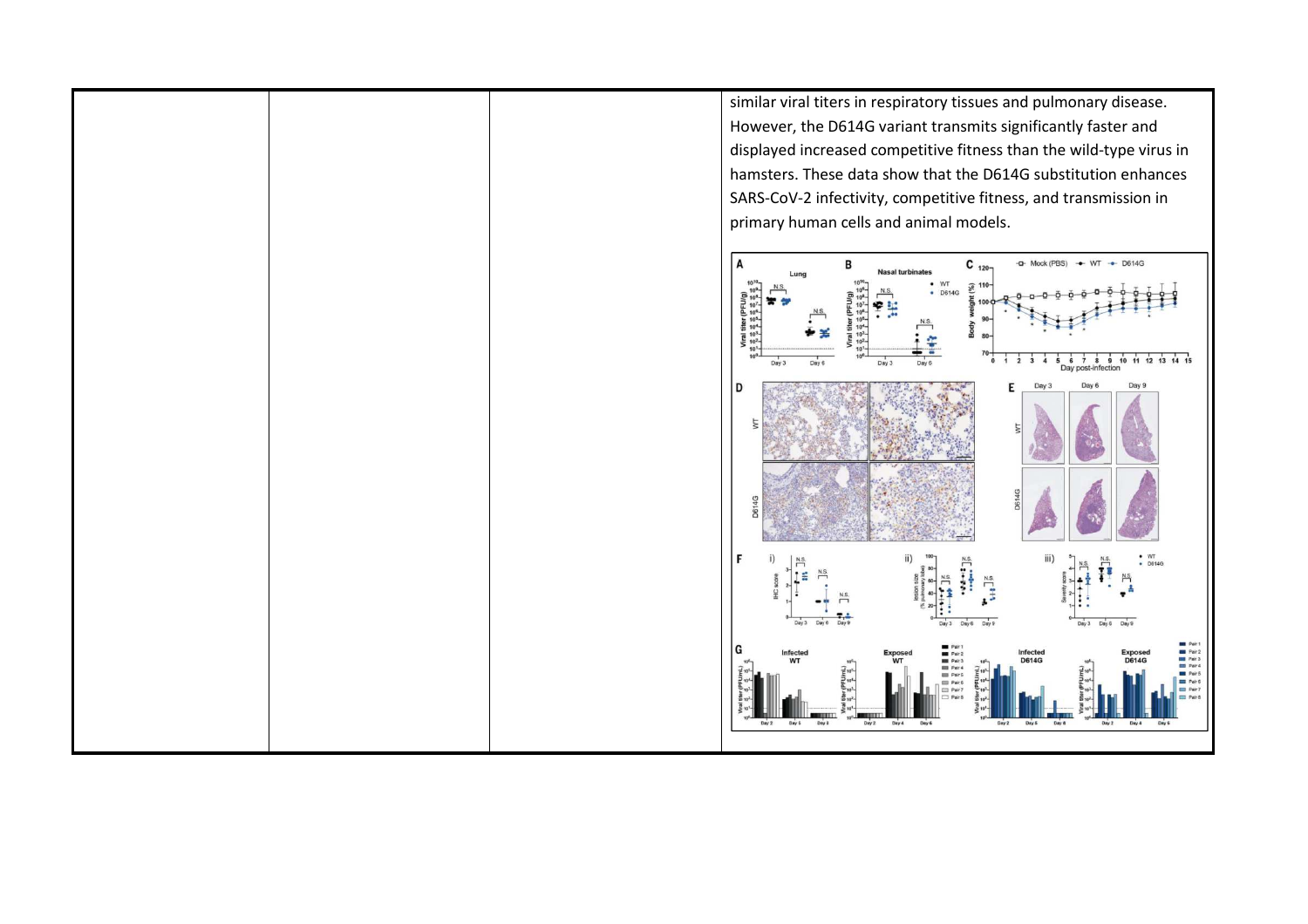| | | | |
|---|---|---|---|
| | | | similar viral titers in respiratory tissues and pulmonary disease. However, the D614G variant transmits significantly faster and displayed increased competitive fitness than the wild-type virus in hamsters. These data show that the D614G substitution enhances SARS-CoV-2 infectivity, competitive fitness, and transmission in primary human cells and animal models. |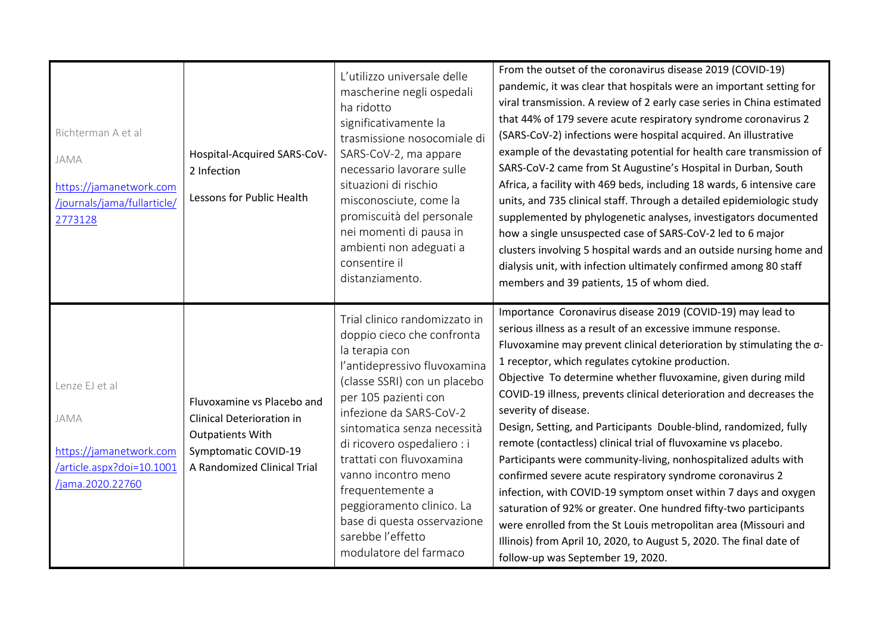| | | | |
|---|---|---|---|
| Richterman A et al<br><br>JAMA<br><br>https://jamanetwork.com/journals/jama/fullarticle/2773128 | Hospital-Acquired SARS-CoV-2 Infection<br><br>Lessons for Public Health | L'utilizzo universale delle mascherine negli ospedali ha ridotto significativamente la trasmissione nosocomiale di SARS-CoV-2, ma appare necessario lavorare sulle situazioni di rischio misconosciute, come la promiscuità del personale nei momenti di pausa in ambienti non adeguati a consentire il distanziamento. | From the outset of the coronavirus disease 2019 (COVID-19) pandemic, it was clear that hospitals were an important setting for viral transmission. A review of 2 early case series in China estimated that 44% of 179 severe acute respiratory syndrome coronavirus 2 (SARS-CoV-2) infections were hospital acquired. An illustrative example of the devastating potential for health care transmission of SARS-CoV-2 came from St Augustine's Hospital in Durban, South Africa, a facility with 469 beds, including 18 wards, 6 intensive care units, and 735 clinical staff. Through a detailed epidemiologic study supplemented by phylogenetic analyses, investigators documented how a single unsuspected case of SARS-CoV-2 led to 6 major clusters involving 5 hospital wards and an outside nursing home and dialysis unit, with infection ultimately confirmed among 80 staff members and 39 patients, 15 of whom died. |
| Lenze EJ et al<br><br>JAMA<br><br>https://jamanetwork.com/article.aspx?doi=10.1001/jama.2020.22760 | Fluvoxamine vs Placebo and Clinical Deterioration in Outpatients With Symptomatic COVID-19 A Randomized Clinical Trial | Trial clinico randomizzato in doppio cieco che confronta la terapia con l'antidepressivo fluvoxamina (classe SSRI) con un placebo per 105 pazienti con infezione da SARS-CoV-2 sintomatica senza necessità di ricovero ospedaliero : i trattati con fluvoxamina vanno incontro meno frequentemente a peggioramento clinico. La base di questa osservazione sarebbe l'effetto modulatore del farmaco | Importance Coronavirus disease 2019 (COVID-19) may lead to serious illness as a result of an excessive immune response. Fluvoxamine may prevent clinical deterioration by stimulating the σ-1 receptor, which regulates cytokine production.<br>Objective To determine whether fluvoxamine, given during mild COVID-19 illness, prevents clinical deterioration and decreases the severity of disease.<br>Design, Setting, and Participants Double-blind, randomized, fully remote (contactless) clinical trial of fluvoxamine vs placebo. Participants were community-living, nonhospitalized adults with confirmed severe acute respiratory syndrome coronavirus 2 infection, with COVID-19 symptom onset within 7 days and oxygen saturation of 92% or greater. One hundred fifty-two participants were enrolled from the St Louis metropolitan area (Missouri and Illinois) from April 10, 2020, to August 5, 2020. The final date of follow-up was September 19, 2020. |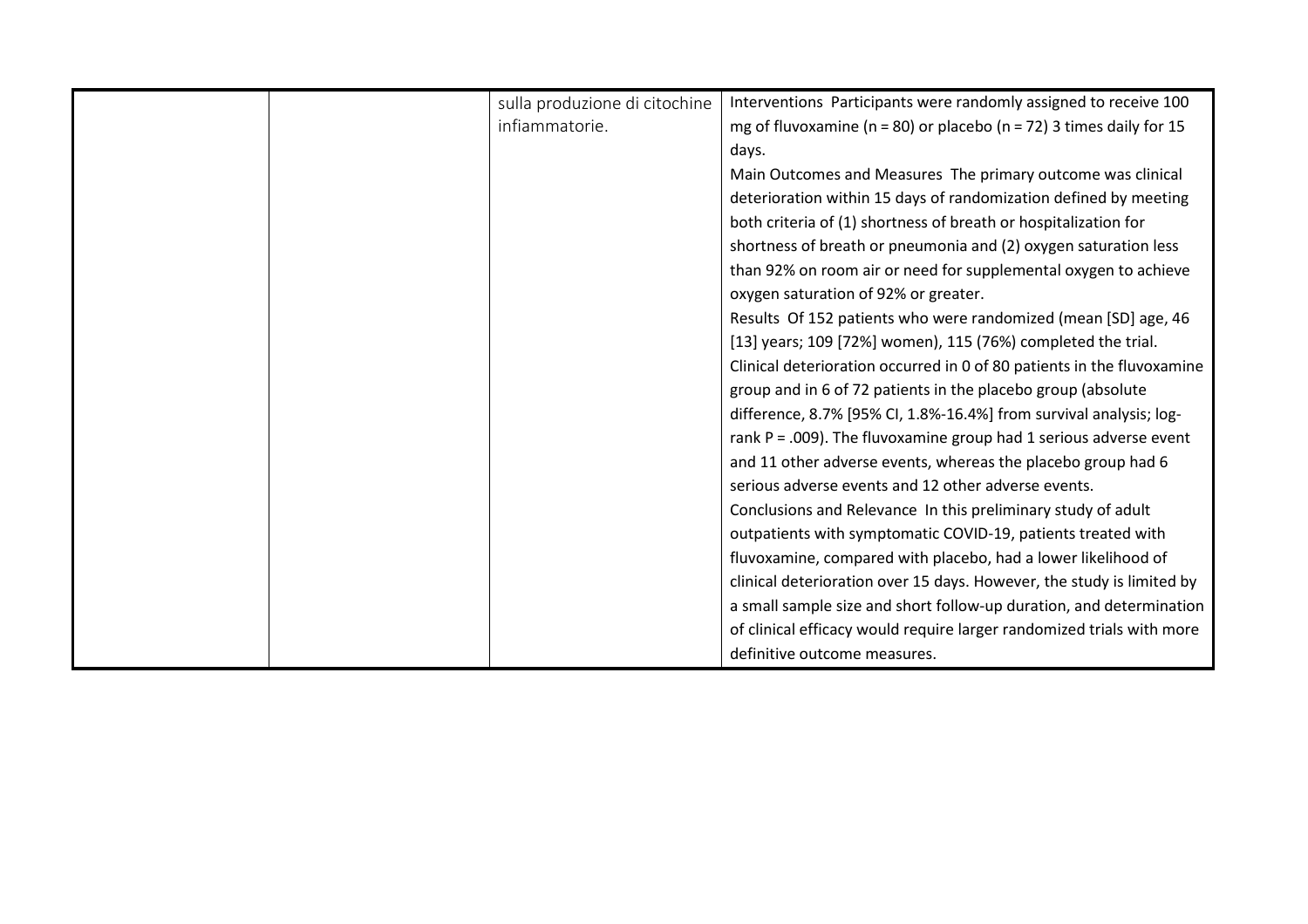| | | | |
|---|---|---|---|
| | | sulla produzione di citochine infiammatorie. | Interventions Participants were randomly assigned to receive 100 mg of fluvoxamine (n = 80) or placebo (n = 72) 3 times daily for 15 days.<br>Main Outcomes and Measures The primary outcome was clinical deterioration within 15 days of randomization defined by meeting both criteria of (1) shortness of breath or hospitalization for shortness of breath or pneumonia and (2) oxygen saturation less than 92% on room air or need for supplemental oxygen to achieve oxygen saturation of 92% or greater.<br>Results Of 152 patients who were randomized (mean [SD] age, 46 [13] years; 109 [72%] women), 115 (76%) completed the trial. Clinical deterioration occurred in 0 of 80 patients in the fluvoxamine group and in 6 of 72 patients in the placebo group (absolute difference, 8.7% [95% CI, 1.8%-16.4%] from survival analysis; log-rank P = .009). The fluvoxamine group had 1 serious adverse event and 11 other adverse events, whereas the placebo group had 6 serious adverse events and 12 other adverse events.<br>Conclusions and Relevance In this preliminary study of adult outpatients with symptomatic COVID-19, patients treated with fluvoxamine, compared with placebo, had a lower likelihood of clinical deterioration over 15 days. However, the study is limited by a small sample size and short follow-up duration, and determination of clinical efficacy would require larger randomized trials with more definitive outcome measures. |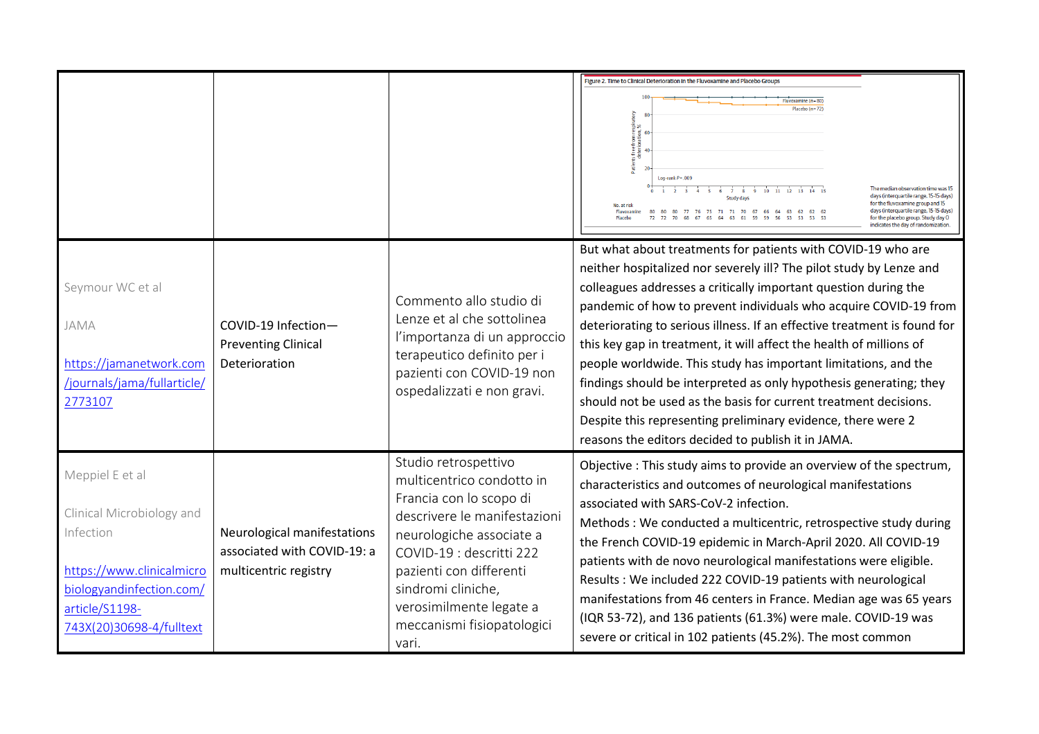| | | | Figure 2. Time to Clinical Deterioration in the Fluvoxamine and Placebo Groups |
|---|---|---|---|
| Seymour WC et al<br><br>JAMA<br><br>https://jamanetwork.com/journals/jama/fullarticle/2773107 | COVID-19 Infection—Preventing Clinical Deterioration | Commento allo studio di Lenze et al che sottolinea l'importanza di un approccio terapeutico definito per i pazienti con COVID-19 non ospedalizzati e non gravi. | But what about treatments for patients with COVID-19 who are neither hospitalized nor severely ill? The pilot study by Lenze and colleagues addresses a critically important question during the pandemic of how to prevent individuals who acquire COVID-19 from deteriorating to serious illness. If an effective treatment is found for this key gap in treatment, it will affect the health of millions of people worldwide. This study has important limitations, and the findings should be interpreted as only hypothesis generating; they should not be used as the basis for current treatment decisions. Despite this representing preliminary evidence, there were 2 reasons the editors decided to publish it in JAMA. |
| Meppiel E et al<br><br>Clinical Microbiology and Infection<br><br>https://www.clinicalmicrobiologyandinfection.com/article/S1198-743X(20)30698-4/fulltext | Neurological manifestations associated with COVID-19: a multicentric registry | Studio retrospettivo multicentrico condotto in Francia con lo scopo di descrivere le manifestazioni neurologiche associate a COVID-19 : descritti 222 pazienti con differenti sindromi cliniche, verosimilmente legate a meccanismi fisiopatologici vari. | Objective : This study aims to provide an overview of the spectrum, characteristics and outcomes of neurological manifestations associated with SARS-CoV-2 infection.<br>Methods : We conducted a multicentric, retrospective study during the French COVID-19 epidemic in March-April 2020. All COVID-19 patients with de novo neurological manifestations were eligible.<br>Results : We included 222 COVID-19 patients with neurological manifestations from 46 centers in France. Median age was 65 years (IQR 53-72), and 136 patients (61.3%) were male. COVID-19 was severe or critical in 102 patients (45.2%). The most common |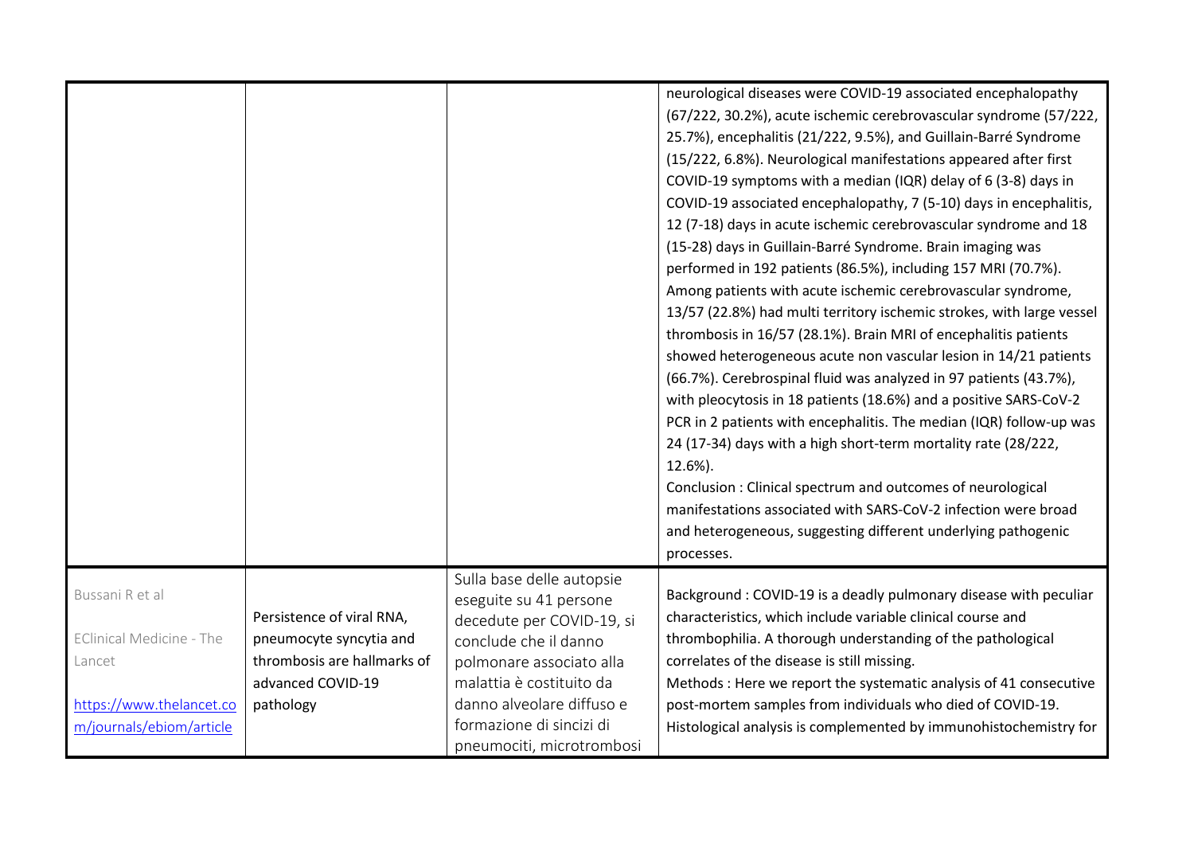| | | | |
|---|---|---|---|
| | | | neurological diseases were COVID-19 associated encephalopathy (67/222, 30.2%), acute ischemic cerebrovascular syndrome (57/222, 25.7%), encephalitis (21/222, 9.5%), and Guillain-Barré Syndrome (15/222, 6.8%). Neurological manifestations appeared after first COVID-19 symptoms with a median (IQR) delay of 6 (3-8) days in COVID-19 associated encephalopathy, 7 (5-10) days in encephalitis, 12 (7-18) days in acute ischemic cerebrovascular syndrome and 18 (15-28) days in Guillain-Barré Syndrome. Brain imaging was performed in 192 patients (86.5%), including 157 MRI (70.7%). Among patients with acute ischemic cerebrovascular syndrome, 13/57 (22.8%) had multi territory ischemic strokes, with large vessel thrombosis in 16/57 (28.1%). Brain MRI of encephalitis patients showed heterogeneous acute non vascular lesion in 14/21 patients (66.7%). Cerebrospinal fluid was analyzed in 97 patients (43.7%), with pleocytosis in 18 patients (18.6%) and a positive SARS-CoV-2 PCR in 2 patients with encephalitis. The median (IQR) follow-up was 24 (17-34) days with a high short-term mortality rate (28/222, 12.6%).<br>Conclusion : Clinical spectrum and outcomes of neurological manifestations associated with SARS-CoV-2 infection were broad and heterogeneous, suggesting different underlying pathogenic processes. |
| Bussani R et al<br><br>EClinical Medicine - The Lancet<br><br>https://www.thelancet.com/journals/ebiom/article | Persistence of viral RNA, pneumocyte syncytia and thrombosis are hallmarks of advanced COVID-19 pathology | Sulla base delle autopsie eseguite su 41 persone decedute per COVID-19, si conclude che il danno polmonare associato alla malattia è costituito da danno alveolare diffuso e formazione di sincizi di pneumociti, microtrombosi | Background : COVID-19 is a deadly pulmonary disease with peculiar characteristics, which include variable clinical course and thrombophilia. A thorough understanding of the pathological correlates of the disease is still missing.<br>Methods : Here we report the systematic analysis of 41 consecutive post-mortem samples from individuals who died of COVID-19. Histological analysis is complemented by immunohistochemistry for |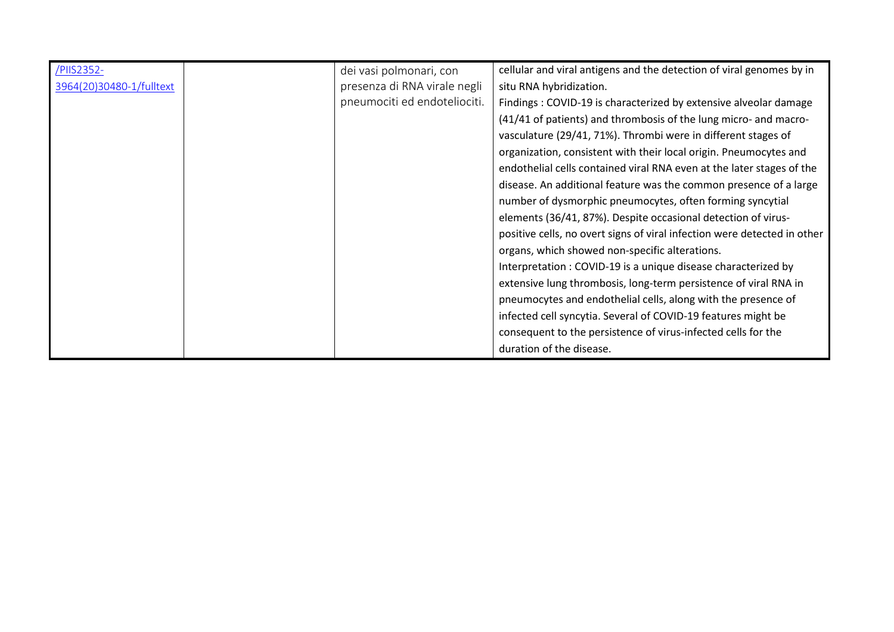| /PIIS2352-3964(20)30480-1/fulltext | | dei vasi polmonari, con presenza di RNA virale negli pneumociti ed endoteliociti. | cellular and viral antigens and the detection of viral genomes by in situ RNA hybridization.<br>Findings : COVID-19 is characterized by extensive alveolar damage (41/41 of patients) and thrombosis of the lung micro- and macro-vasculature (29/41, 71%). Thrombi were in different stages of organization, consistent with their local origin. Pneumocytes and endothelial cells contained viral RNA even at the later stages of the disease. An additional feature was the common presence of a large number of dysmorphic pneumocytes, often forming syncytial elements (36/41, 87%). Despite occasional detection of virus-positive cells, no overt signs of viral infection were detected in other organs, which showed non-specific alterations.<br>Interpretation : COVID-19 is a unique disease characterized by extensive lung thrombosis, long-term persistence of viral RNA in pneumocytes and endothelial cells, along with the presence of infected cell syncytia. Several of COVID-19 features might be consequent to the persistence of virus-infected cells for the duration of the disease. |
|---|---|---|---|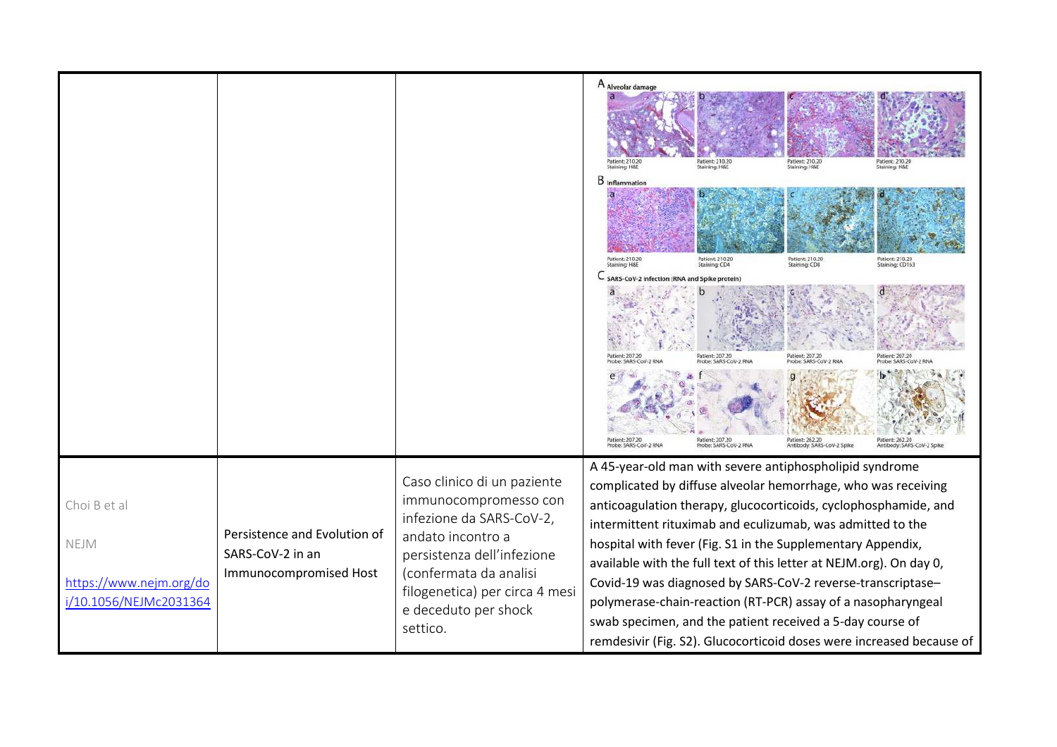| | | | |
|---|---|---|---|
| | | | |
| Choi B et al<br><br>NEJM<br><br>https://www.nejm.org/doi/10.1056/NEJMc2031364 | Persistence and Evolution of SARS-CoV-2 in an Immunocompromised Host | Caso clinico di un paziente immunocompromesso con infezione da SARS-CoV-2, andato incontro a persistenza dell'infezione (confermata da analisi filogenetica) per circa 4 mesi e deceduto per shock settico. | A 45-year-old man with severe antiphospholipid syndrome complicated by diffuse alveolar hemorrhage, who was receiving anticoagulation therapy, glucocorticoids, cyclophosphamide, and intermittent rituximab and eculizumab, was admitted to the hospital with fever (Fig. S1 in the Supplementary Appendix, available with the full text of this letter at NEJM.org). On day 0, Covid-19 was diagnosed by SARS-CoV-2 reverse-transcriptase–polymerase-chain-reaction (RT-PCR) assay of a nasopharyngeal swab specimen, and the patient received a 5-day course of remdesivir (Fig. S2). Glucocorticoid doses were increased because of |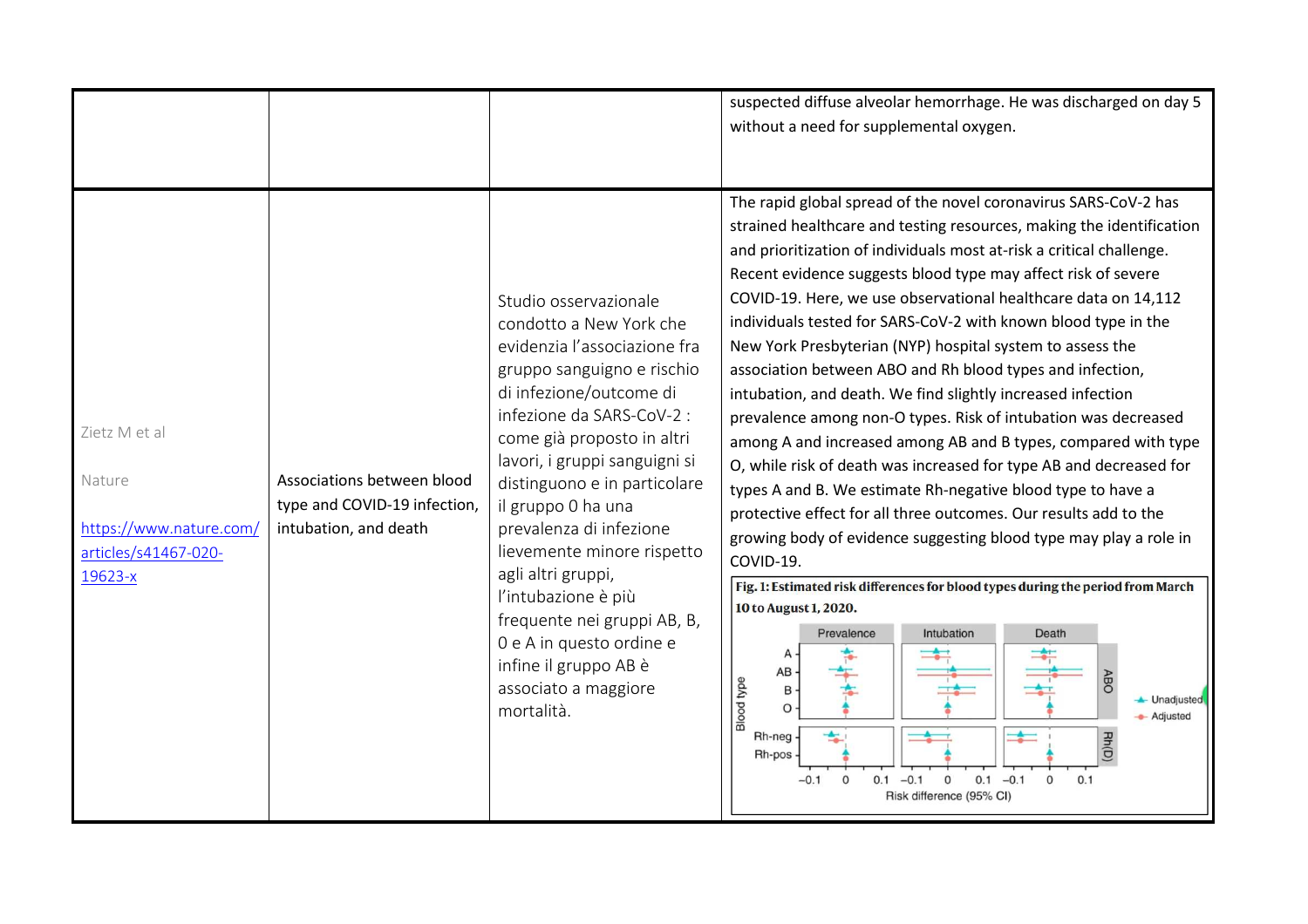| | | | |
|---|---|---|---|
| | | | suspected diffuse alveolar hemorrhage. He was discharged on day 5 without a need for supplemental oxygen. |
| Zietz M et al<br><br>Nature<br><br>[https://www.nature.com/articles/s41467-020-19623-x](https://www.nature.com/articles/s41467-020-19623-x) | Associations between blood type and COVID-19 infection, intubation, and death | Studio osservazionale condotto a New York che evidenzia l'associazione fra gruppo sanguigno e rischio di infezione/outcome di infezione da SARS-CoV-2 : come già proposto in altri lavori, i gruppi sanguigni si distinguono e in particolare il gruppo 0 ha una prevalenza di infezione lievemente minore rispetto agli altri gruppi, l'intubazione è più frequente nei gruppi AB, B, 0 e A in questo ordine e infine il gruppo AB è associato a maggiore mortalità. | The rapid global spread of the novel coronavirus SARS-CoV-2 has strained healthcare and testing resources, making the identification and prioritization of individuals most at-risk a critical challenge. Recent evidence suggests blood type may affect risk of severe COVID-19. Here, we use observational healthcare data on 14,112 individuals tested for SARS-CoV-2 with known blood type in the New York Presbyterian (NYP) hospital system to assess the association between ABO and Rh blood types and infection, intubation, and death. We find slightly increased infection prevalence among non-O types. Risk of intubation was decreased among A and increased among AB and B types, compared with type O, while risk of death was increased for type AB and decreased for types A and B. We estimate Rh-negative blood type to have a protective effect for all three outcomes. Our results add to the growing body of evidence suggesting blood type may play a role in COVID-19.<br><br>**Fig. 1: Estimated risk differences for blood types during the period from March 10 to August 1, 2020.** |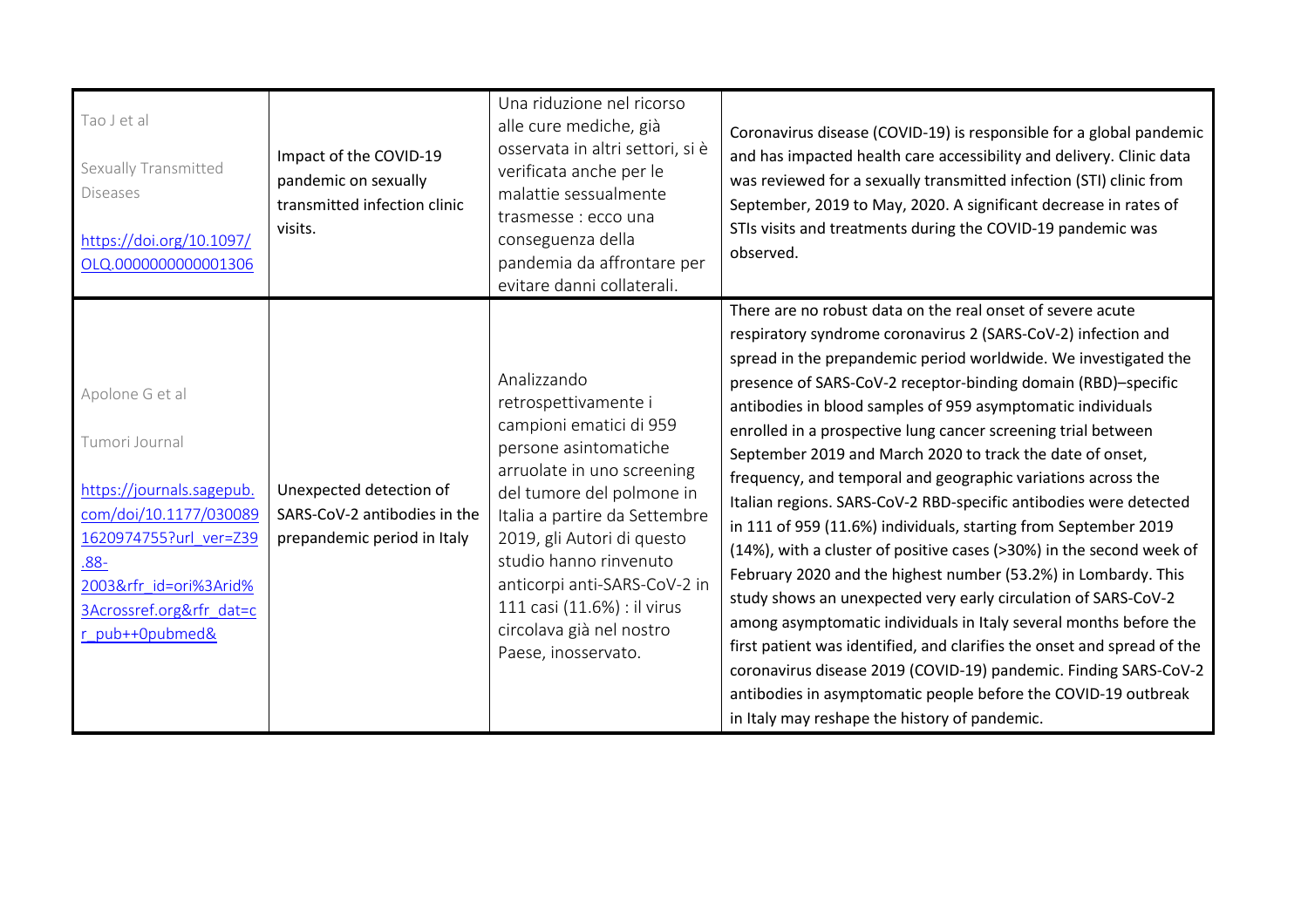| | | | |
|---|---|---|---|
| Tao J et al<br><br>Sexually Transmitted Diseases<br><br>https://doi.org/10.1097/OLQ.0000000000001306 | Impact of the COVID-19 pandemic on sexually transmitted infection clinic visits. | Una riduzione nel ricorso alle cure mediche, già osservata in altri settori, si è verificata anche per le malattie sessualmente trasmesse : ecco una conseguenza della pandemia da affrontare per evitare danni collaterali. | Coronavirus disease (COVID-19) is responsible for a global pandemic and has impacted health care accessibility and delivery. Clinic data was reviewed for a sexually transmitted infection (STI) clinic from September, 2019 to May, 2020. A significant decrease in rates of STIs visits and treatments during the COVID-19 pandemic was observed. |
| Apolone G et al<br><br>Tumori Journal<br><br>https://journals.sagepub.com/doi/10.1177/0300891620974755?url_ver=Z39.88-2003&rfr_id=ori%3Arid%3Acrossref.org&rfr_dat=cr_pub++0pubmed& | Unexpected detection of SARS-CoV-2 antibodies in the prepandemic period in Italy | Analizzando retrospettivamente i campioni ematici di 959 persone asintomatiche arruolate in uno screening del tumore del polmone in Italia a partire da Settembre 2019, gli Autori di questo studio hanno rinvenuto anticorpi anti-SARS-CoV-2 in 111 casi (11.6%) : il virus circolava già nel nostro Paese, inosservato. | There are no robust data on the real onset of severe acute respiratory syndrome coronavirus 2 (SARS-CoV-2) infection and spread in the prepandemic period worldwide. We investigated the presence of SARS-CoV-2 receptor-binding domain (RBD)–specific antibodies in blood samples of 959 asymptomatic individuals enrolled in a prospective lung cancer screening trial between September 2019 and March 2020 to track the date of onset, frequency, and temporal and geographic variations across the Italian regions. SARS-CoV-2 RBD-specific antibodies were detected in 111 of 959 (11.6%) individuals, starting from September 2019 (14%), with a cluster of positive cases (>30%) in the second week of February 2020 and the highest number (53.2%) in Lombardy. This study shows an unexpected very early circulation of SARS-CoV-2 among asymptomatic individuals in Italy several months before the first patient was identified, and clarifies the onset and spread of the coronavirus disease 2019 (COVID-19) pandemic. Finding SARS-CoV-2 antibodies in asymptomatic people before the COVID-19 outbreak in Italy may reshape the history of pandemic. |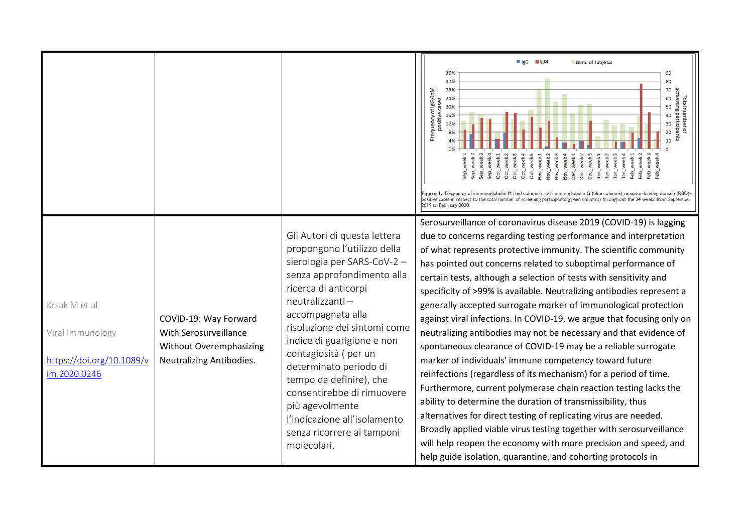| | | | Figure 1. Frequency of immunoglobulin M (red columns) and immunoglobulin G (blue columns) receptor-binding domain (RBD)–positive cases in respect to the total number of screening participants (green columns) throughout the 24 weeks from September 2019 to February 2020. |
|---|---|---|---|
| Krsak M et al<br><br>Viral Immunology<br><br>[https://doi.org/10.1089/vim.2020.0246](https://doi.org/10.1089/vim.2020.0246) | COVID-19: Way Forward With Serosurveillance Without Overemphasizing Neutralizing Antibodies. | Gli Autori di questa lettera propongono l'utilizzo della sierologia per SARS-CoV-2 – senza approfondimento alla ricerca di anticorpi neutralizzanti – accompagnata alla risoluzione dei sintomi come indice di guarigione e non contagiosità ( per un determinato periodo di tempo da definire), che consentirebbe di rimuovere più agevolmente l'indicazione all'isolamento senza ricorrere ai tamponi molecolari. | Serosurveillance of coronavirus disease 2019 (COVID-19) is lagging due to concerns regarding testing performance and interpretation of what represents protective immunity. The scientific community has pointed out concerns related to suboptimal performance of certain tests, although a selection of tests with sensitivity and specificity of >99% is available. Neutralizing antibodies represent a generally accepted surrogate marker of immunological protection against viral infections. In COVID-19, we argue that focusing only on neutralizing antibodies may not be necessary and that evidence of spontaneous clearance of COVID-19 may be a reliable surrogate marker of individuals' immune competency toward future reinfections (regardless of its mechanism) for a period of time. Furthermore, current polymerase chain reaction testing lacks the ability to determine the duration of transmissibility, thus alternatives for direct testing of replicating virus are needed. Broadly applied viable virus testing together with serosurveillance will help reopen the economy with more precision and speed, and help guide isolation, quarantine, and cohorting protocols in |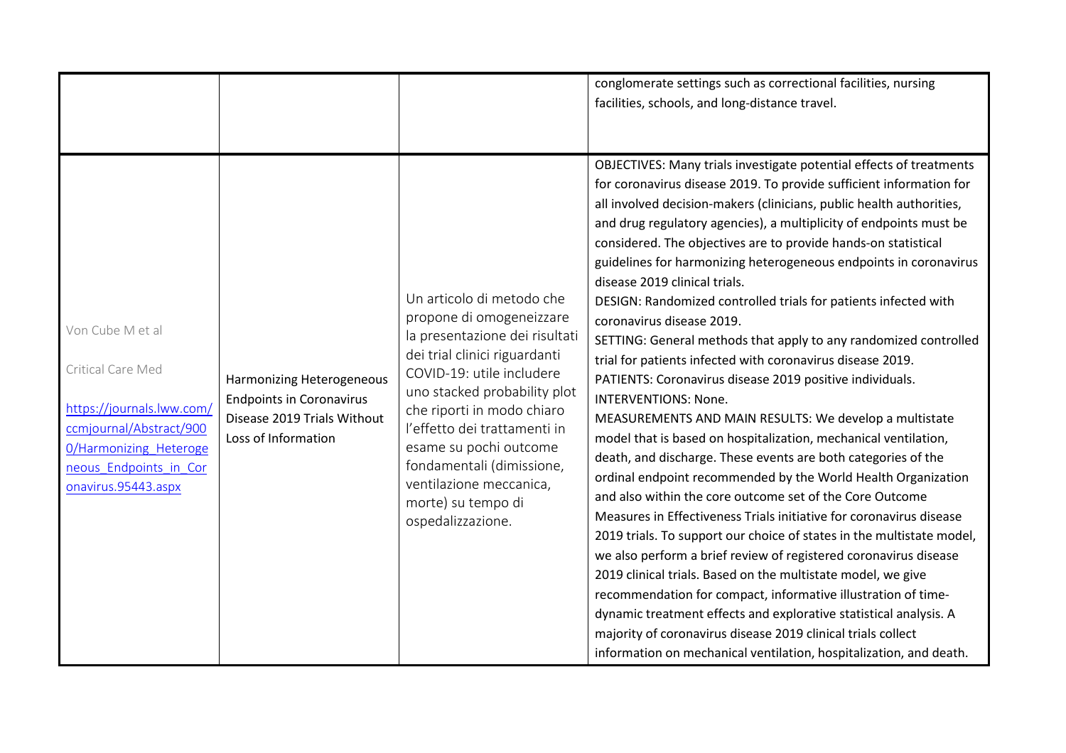| | | | |
|---|---|---|---|
| | | | conglomerate settings such as correctional facilities, nursing facilities, schools, and long-distance travel. |
| Von Cube M et al<br><br>Critical Care Med<br><br>[https://journals.lww.com/ccmjournal/Abstract/9000/Harmonizing_Heterogeneous_Endpoints_in_Coronavirus.95443.aspx](https://journals.lww.com/ccmjournal/Abstract/9000/Harmonizing_Heterogeneous_Endpoints_in_Coronavirus.95443.aspx) | Harmonizing Heterogeneous Endpoints in Coronavirus Disease 2019 Trials Without Loss of Information | Un articolo di metodo che propone di omogeneizzare la presentazione dei risultati dei trial clinici riguardanti COVID-19: utile includere uno stacked probability plot che riporti in modo chiaro l'effetto dei trattamenti in esame su pochi outcome fondamentali (dimissione, ventilazione meccanica, morte) su tempo di ospedalizzazione. | OBJECTIVES: Many trials investigate potential effects of treatments for coronavirus disease 2019. To provide sufficient information for all involved decision-makers (clinicians, public health authorities, and drug regulatory agencies), a multiplicity of endpoints must be considered. The objectives are to provide hands-on statistical guidelines for harmonizing heterogeneous endpoints in coronavirus disease 2019 clinical trials.<br>DESIGN: Randomized controlled trials for patients infected with coronavirus disease 2019.<br>SETTING: General methods that apply to any randomized controlled trial for patients infected with coronavirus disease 2019.<br>PATIENTS: Coronavirus disease 2019 positive individuals.<br>INTERVENTIONS: None.<br>MEASUREMENTS AND MAIN RESULTS: We develop a multistate model that is based on hospitalization, mechanical ventilation, death, and discharge. These events are both categories of the ordinal endpoint recommended by the World Health Organization and also within the core outcome set of the Core Outcome Measures in Effectiveness Trials initiative for coronavirus disease 2019 trials. To support our choice of states in the multistate model, we also perform a brief review of registered coronavirus disease 2019 clinical trials. Based on the multistate model, we give recommendation for compact, informative illustration of time-dynamic treatment effects and explorative statistical analysis. A majority of coronavirus disease 2019 clinical trials collect information on mechanical ventilation, hospitalization, and death. |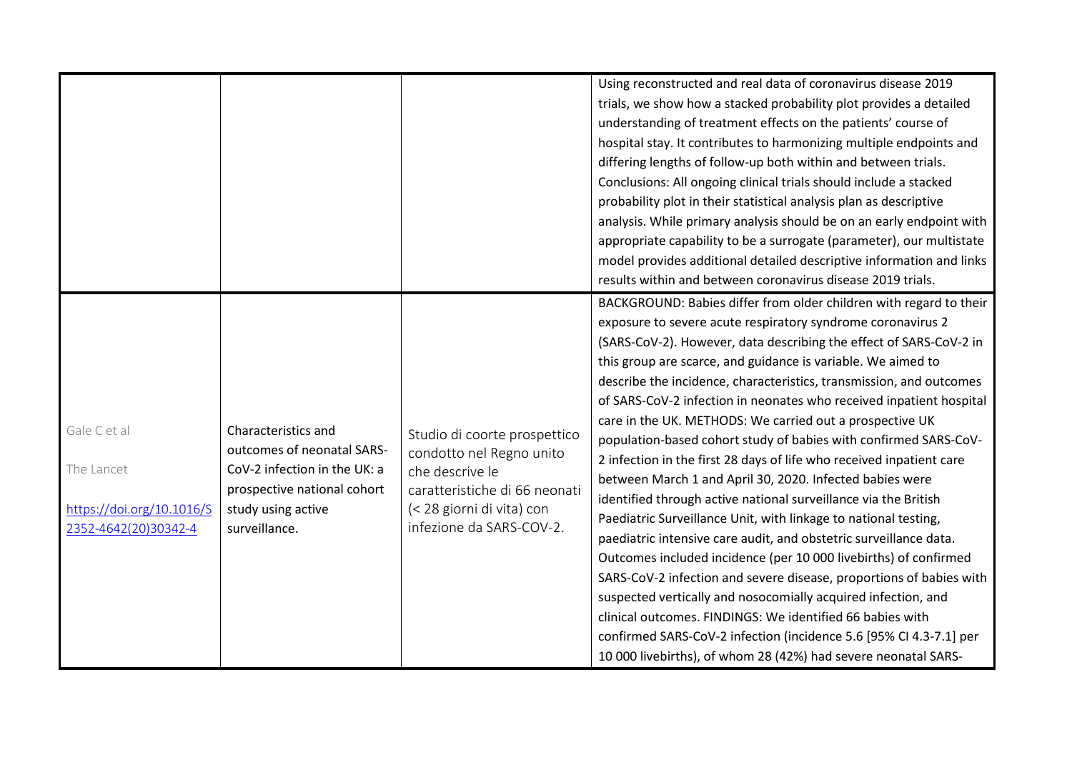| | | | |
|---|---|---|---|
| | | | Using reconstructed and real data of coronavirus disease 2019 trials, we show how a stacked probability plot provides a detailed understanding of treatment effects on the patients' course of hospital stay. It contributes to harmonizing multiple endpoints and differing lengths of follow-up both within and between trials. Conclusions: All ongoing clinical trials should include a stacked probability plot in their statistical analysis plan as descriptive analysis. While primary analysis should be on an early endpoint with appropriate capability to be a surrogate (parameter), our multistate model provides additional detailed descriptive information and links results within and between coronavirus disease 2019 trials. |
| Gale C et al<br><br>The Lancet<br><br>https://doi.org/10.1016/S2352-4642(20)30342-4 | Characteristics and outcomes of neonatal SARS-CoV-2 infection in the UK: a prospective national cohort study using active surveillance. | Studio di coorte prospettico condotto nel Regno unito che descrive le caratteristiche di 66 neonati (< 28 giorni di vita) con infezione da SARS-COV-2. | BACKGROUND: Babies differ from older children with regard to their exposure to severe acute respiratory syndrome coronavirus 2 (SARS-CoV-2). However, data describing the effect of SARS-CoV-2 in this group are scarce, and guidance is variable. We aimed to describe the incidence, characteristics, transmission, and outcomes of SARS-CoV-2 infection in neonates who received inpatient hospital care in the UK. METHODS: We carried out a prospective UK population-based cohort study of babies with confirmed SARS-CoV-2 infection in the first 28 days of life who received inpatient care between March 1 and April 30, 2020. Infected babies were identified through active national surveillance via the British Paediatric Surveillance Unit, with linkage to national testing, paediatric intensive care audit, and obstetric surveillance data. Outcomes included incidence (per 10 000 livebirths) of confirmed SARS-CoV-2 infection and severe disease, proportions of babies with suspected vertically and nosocomially acquired infection, and clinical outcomes. FINDINGS: We identified 66 babies with confirmed SARS-CoV-2 infection (incidence 5.6 [95% CI 4.3-7.1] per 10 000 livebirths), of whom 28 (42%) had severe neonatal SARS- |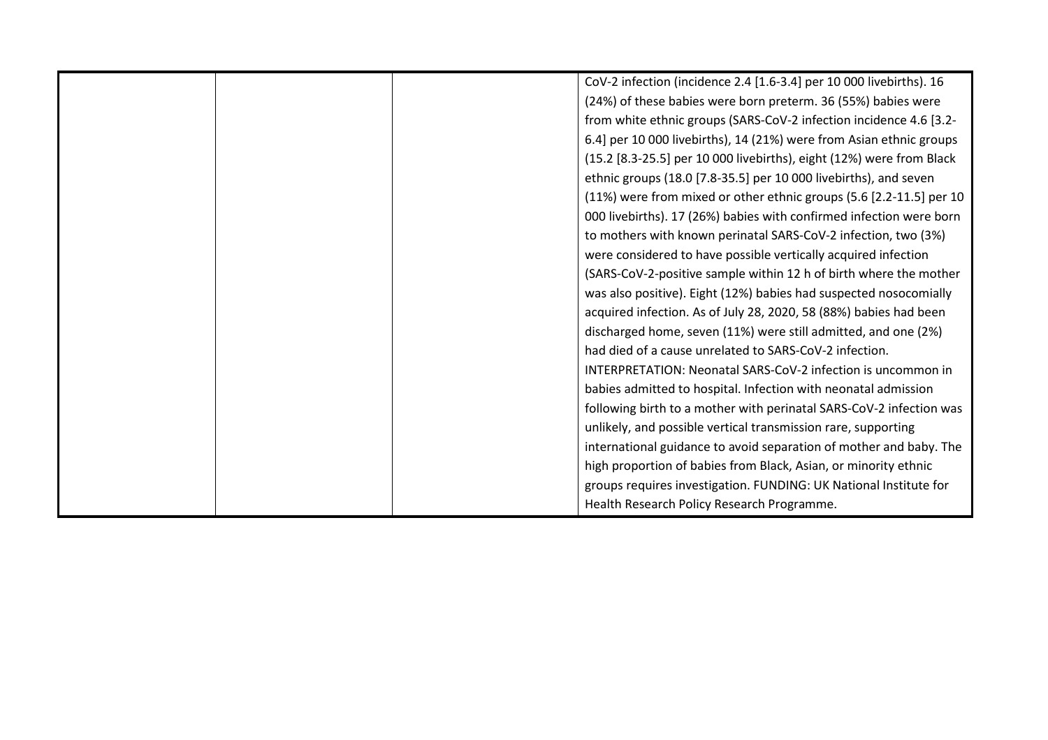|  |  |  | CoV-2 infection (incidence 2.4 [1.6-3.4] per 10 000 livebirths). 16 (24%) of these babies were born preterm. 36 (55%) babies were from white ethnic groups (SARS-CoV-2 infection incidence 4.6 [3.2-6.4] per 10 000 livebirths), 14 (21%) were from Asian ethnic groups (15.2 [8.3-25.5] per 10 000 livebirths), eight (12%) were from Black ethnic groups (18.0 [7.8-35.5] per 10 000 livebirths), and seven (11%) were from mixed or other ethnic groups (5.6 [2.2-11.5] per 10 000 livebirths). 17 (26%) babies with confirmed infection were born to mothers with known perinatal SARS-CoV-2 infection, two (3%) were considered to have possible vertically acquired infection (SARS-CoV-2-positive sample within 12 h of birth where the mother was also positive). Eight (12%) babies had suspected nosocomially acquired infection. As of July 28, 2020, 58 (88%) babies had been discharged home, seven (11%) were still admitted, and one (2%) had died of a cause unrelated to SARS-CoV-2 infection. INTERPRETATION: Neonatal SARS-CoV-2 infection is uncommon in babies admitted to hospital. Infection with neonatal admission following birth to a mother with perinatal SARS-CoV-2 infection was unlikely, and possible vertical transmission rare, supporting international guidance to avoid separation of mother and baby. The high proportion of babies from Black, Asian, or minority ethnic groups requires investigation. FUNDING: UK National Institute for Health Research Policy Research Programme. |
|---|---|---|---|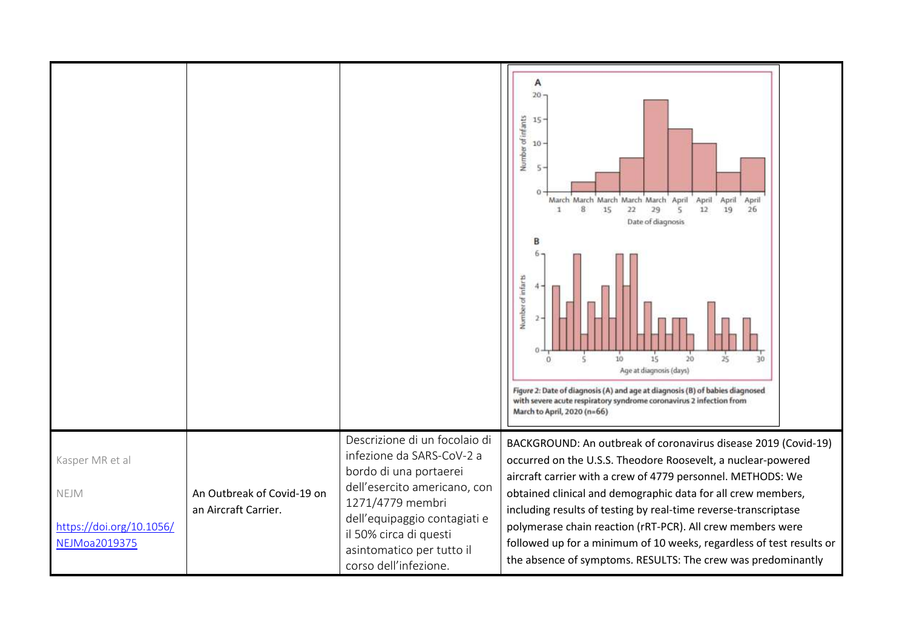| | | | |
|---|---|---|---|
| | | | Figure 2: Date of diagnosis (A) and age at diagnosis (B) of babies diagnosed with severe acute respiratory syndrome coronavirus 2 infection from March to April, 2020 (n=66) |
| Kasper MR et al<br><br>NEJM<br><br>[https://doi.org/10.1056/NEJMoa2019375](https://doi.org/10.1056/NEJMoa2019375) | An Outbreak of Covid-19 on an Aircraft Carrier. | Descrizione di un focolaio di infezione da SARS-CoV-2 a bordo di una portaerei dell'esercito americano, con 1271/4779 membri dell'equipaggio contagiati e il 50% circa di questi asintomatico per tutto il corso dell'infezione. | BACKGROUND: An outbreak of coronavirus disease 2019 (Covid-19) occurred on the U.S.S. Theodore Roosevelt, a nuclear-powered aircraft carrier with a crew of 4779 personnel. METHODS: We obtained clinical and demographic data for all crew members, including results of testing by real-time reverse-transcriptase polymerase chain reaction (rRT-PCR). All crew members were followed up for a minimum of 10 weeks, regardless of test results or the absence of symptoms. RESULTS: The crew was predominantly |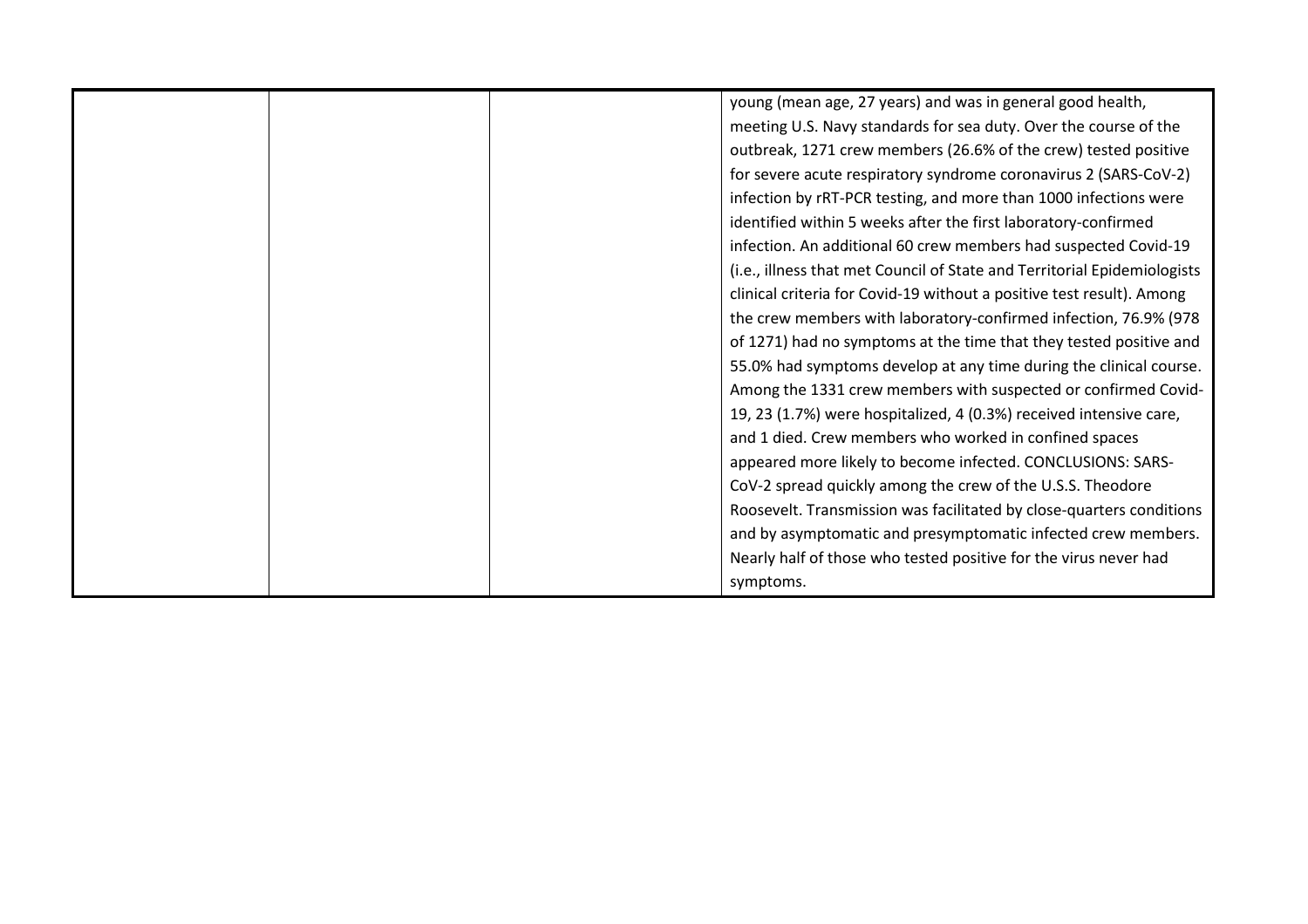| | | | |
|---|---|---|---|
| | | | young (mean age, 27 years) and was in general good health, meeting U.S. Navy standards for sea duty. Over the course of the outbreak, 1271 crew members (26.6% of the crew) tested positive for severe acute respiratory syndrome coronavirus 2 (SARS-CoV-2) infection by rRT-PCR testing, and more than 1000 infections were identified within 5 weeks after the first laboratory-confirmed infection. An additional 60 crew members had suspected Covid-19 (i.e., illness that met Council of State and Territorial Epidemiologists clinical criteria for Covid-19 without a positive test result). Among the crew members with laboratory-confirmed infection, 76.9% (978 of 1271) had no symptoms at the time that they tested positive and 55.0% had symptoms develop at any time during the clinical course. Among the 1331 crew members with suspected or confirmed Covid-19, 23 (1.7%) were hospitalized, 4 (0.3%) received intensive care, and 1 died. Crew members who worked in confined spaces appeared more likely to become infected. CONCLUSIONS: SARS-CoV-2 spread quickly among the crew of the U.S.S. Theodore Roosevelt. Transmission was facilitated by close-quarters conditions and by asymptomatic and presymptomatic infected crew members. Nearly half of those who tested positive for the virus never had symptoms. |